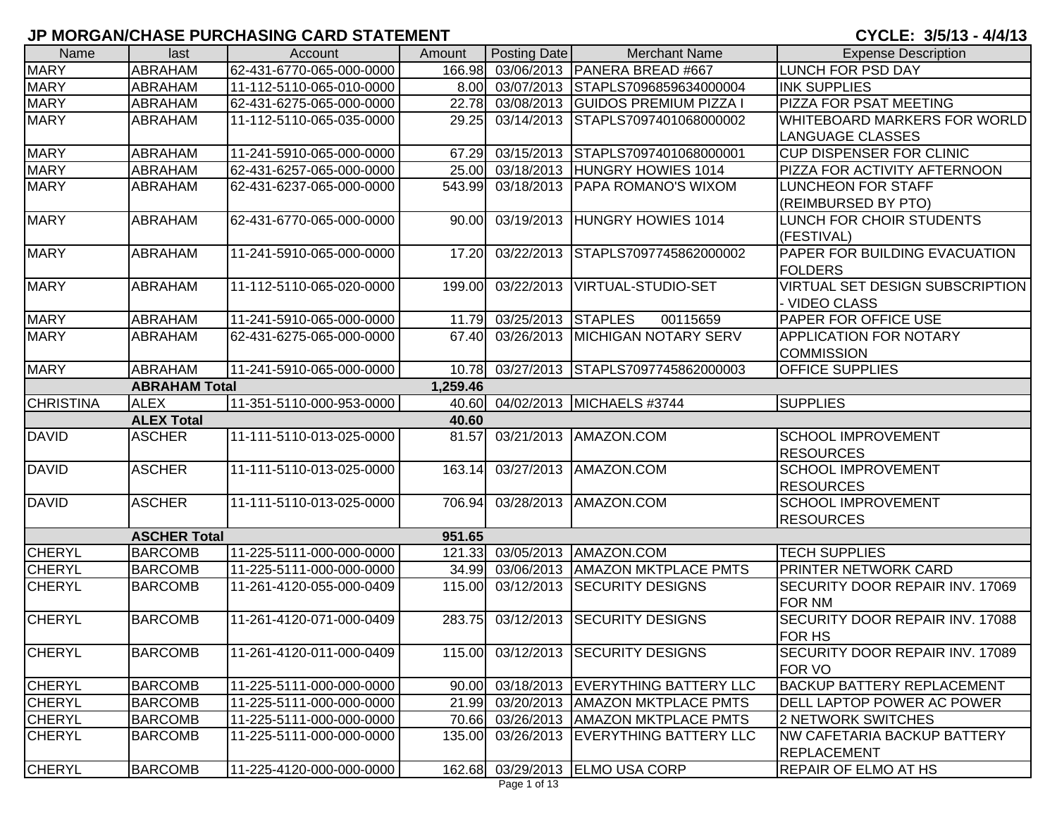# JP MORGAN/CHASE PURCHASING CARD STATEMENT

**CYCLE: 3/5/13 - 4/4/13**

| Name | last | Account | Amount | Posting Date | Merchant Name | Expense Description |
|---|---|---|---|---|---|---|
| MARY | ABRAHAM | 62-431-6770-065-000-0000 | 166.98 | 03/06/2013 | PANERA BREAD #667 | LUNCH FOR PSD DAY |
| MARY | ABRAHAM | 11-112-5110-065-010-0000 | 8.00 | 03/07/2013 | STAPLS7096859634000004 | INK SUPPLIES |
| MARY | ABRAHAM | 62-431-6275-065-000-0000 | 22.78 | 03/08/2013 | GUIDOS PREMIUM PIZZA I | PIZZA FOR PSAT MEETING |
| MARY | ABRAHAM | 11-112-5110-065-035-0000 | 29.25 | 03/14/2013 | STAPLS7097401068000002 | WHITEBOARD MARKERS FOR WORLD LANGUAGE CLASSES |
| MARY | ABRAHAM | 11-241-5910-065-000-0000 | 67.29 | 03/15/2013 | STAPLS7097401068000001 | CUP DISPENSER FOR CLINIC |
| MARY | ABRAHAM | 62-431-6257-065-000-0000 | 25.00 | 03/18/2013 | HUNGRY HOWIES 1014 | PIZZA FOR ACTIVITY AFTERNOON |
| MARY | ABRAHAM | 62-431-6237-065-000-0000 | 543.99 | 03/18/2013 | PAPA ROMANO'S WIXOM | LUNCHEON FOR STAFF (REIMBURSED BY PTO) |
| MARY | ABRAHAM | 62-431-6770-065-000-0000 | 90.00 | 03/19/2013 | HUNGRY HOWIES 1014 | LUNCH FOR CHOIR STUDENTS (FESTIVAL) |
| MARY | ABRAHAM | 11-241-5910-065-000-0000 | 17.20 | 03/22/2013 | STAPLS7097745862000002 | PAPER FOR BUILDING EVACUATION FOLDERS |
| MARY | ABRAHAM | 11-112-5110-065-020-0000 | 199.00 | 03/22/2013 | VIRTUAL-STUDIO-SET | VIRTUAL SET DESIGN SUBSCRIPTION - VIDEO CLASS |
| MARY | ABRAHAM | 11-241-5910-065-000-0000 | 11.79 | 03/25/2013 | STAPLES 00115659 | PAPER FOR OFFICE USE |
| MARY | ABRAHAM | 62-431-6275-065-000-0000 | 67.40 | 03/26/2013 | MICHIGAN NOTARY SERV | APPLICATION FOR NOTARY COMMISSION |
| MARY | ABRAHAM | 11-241-5910-065-000-0000 | 10.78 | 03/27/2013 | STAPLS7097745862000003 | OFFICE SUPPLIES |
| | **ABRAHAM Total** | | **1,259.46** | | | |
| CHRISTINA | ALEX | 11-351-5110-000-953-0000 | 40.60 | 04/02/2013 | MICHAELS #3744 | SUPPLIES |
| | **ALEX Total** | | **40.60** | | | |
| DAVID | ASCHER | 11-111-5110-013-025-0000 | 81.57 | 03/21/2013 | AMAZON.COM | SCHOOL IMPROVEMENT RESOURCES |
| DAVID | ASCHER | 11-111-5110-013-025-0000 | 163.14 | 03/27/2013 | AMAZON.COM | SCHOOL IMPROVEMENT RESOURCES |
| DAVID | ASCHER | 11-111-5110-013-025-0000 | 706.94 | 03/28/2013 | AMAZON.COM | SCHOOL IMPROVEMENT RESOURCES |
| | **ASCHER Total** | | **951.65** | | | |
| CHERYL | BARCOMB | 11-225-5111-000-000-0000 | 121.33 | 03/05/2013 | AMAZON.COM | TECH SUPPLIES |
| CHERYL | BARCOMB | 11-225-5111-000-000-0000 | 34.99 | 03/06/2013 | AMAZON MKTPLACE PMTS | PRINTER NETWORK CARD |
| CHERYL | BARCOMB | 11-261-4120-055-000-0409 | 115.00 | 03/12/2013 | SECURITY DESIGNS | SECURITY DOOR REPAIR INV. 17069 FOR NM |
| CHERYL | BARCOMB | 11-261-4120-071-000-0409 | 283.75 | 03/12/2013 | SECURITY DESIGNS | SECURITY DOOR REPAIR INV. 17088 FOR HS |
| CHERYL | BARCOMB | 11-261-4120-011-000-0409 | 115.00 | 03/12/2013 | SECURITY DESIGNS | SECURITY DOOR REPAIR INV. 17089 FOR VO |
| CHERYL | BARCOMB | 11-225-5111-000-000-0000 | 90.00 | 03/18/2013 | EVERYTHING BATTERY LLC | BACKUP BATTERY REPLACEMENT |
| CHERYL | BARCOMB | 11-225-5111-000-000-0000 | 21.99 | 03/20/2013 | AMAZON MKTPLACE PMTS | DELL LAPTOP POWER AC POWER |
| CHERYL | BARCOMB | 11-225-5111-000-000-0000 | 70.66 | 03/26/2013 | AMAZON MKTPLACE PMTS | 2 NETWORK SWITCHES |
| CHERYL | BARCOMB | 11-225-5111-000-000-0000 | 135.00 | 03/26/2013 | EVERYTHING BATTERY LLC | NW CAFETARIA BACKUP BATTERY REPLACEMENT |
| CHERYL | BARCOMB | 11-225-4120-000-000-0000 | 162.68 | 03/29/2013 | ELMO USA CORP | REPAIR OF ELMO AT HS |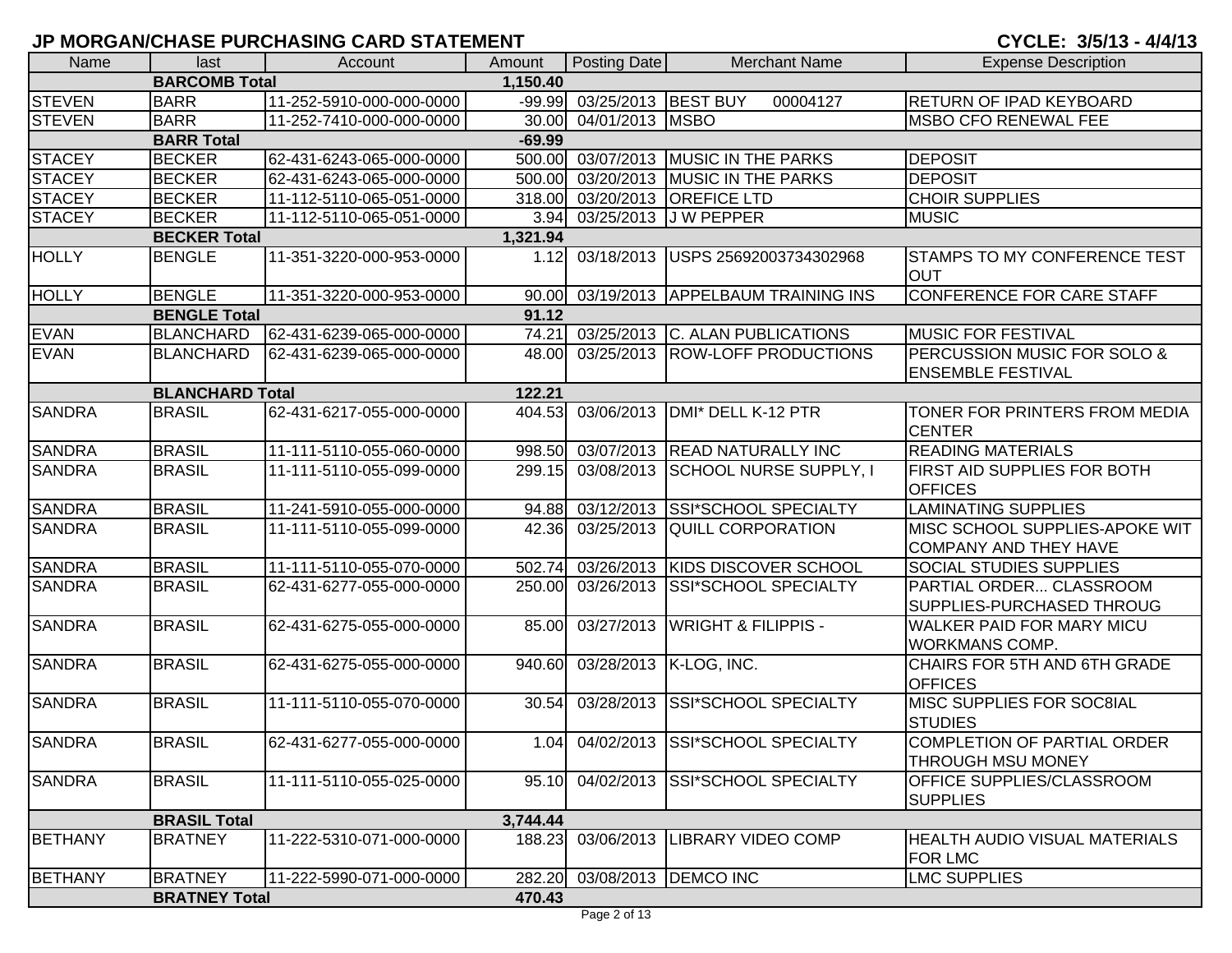## JP MORGAN/CHASE PURCHASING CARD STATEMENT

**CYCLE: 3/5/13 - 4/4/13**

| Name | last | Account | Amount | Posting Date | Merchant Name | Expense Description |
|---|---|---|---|---|---|---|
| | **BARCOMB Total** | | **1,150.40** | | | |
| STEVEN | BARR | 11-252-5910-000-000-0000 | -99.99 | 03/25/2013 | BEST BUY 00004127 | RETURN OF IPAD KEYBOARD |
| STEVEN | BARR | 11-252-7410-000-000-0000 | 30.00 | 04/01/2013 | MSBO | MSBO CFO RENEWAL FEE |
| | **BARR Total** | | **-69.99** | | | |
| STACEY | BECKER | 62-431-6243-065-000-0000 | 500.00 | 03/07/2013 | MUSIC IN THE PARKS | DEPOSIT |
| STACEY | BECKER | 62-431-6243-065-000-0000 | 500.00 | 03/20/2013 | MUSIC IN THE PARKS | DEPOSIT |
| STACEY | BECKER | 11-112-5110-065-051-0000 | 318.00 | 03/20/2013 | OREFICE LTD | CHOIR SUPPLIES |
| STACEY | BECKER | 11-112-5110-065-051-0000 | 3.94 | 03/25/2013 | J W PEPPER | MUSIC |
| | **BECKER Total** | | **1,321.94** | | | |
| HOLLY | BENGLE | 11-351-3220-000-953-0000 | 1.12 | 03/18/2013 | USPS 25692003734302968 | STAMPS TO MY CONFERENCE TEST OUT |
| HOLLY | BENGLE | 11-351-3220-000-953-0000 | 90.00 | 03/19/2013 | APPELBAUM TRAINING INS | CONFERENCE FOR CARE STAFF |
| | **BENGLE Total** | | **91.12** | | | |
| EVAN | BLANCHARD | 62-431-6239-065-000-0000 | 74.21 | 03/25/2013 | C. ALAN PUBLICATIONS | MUSIC FOR FESTIVAL |
| EVAN | BLANCHARD | 62-431-6239-065-000-0000 | 48.00 | 03/25/2013 | ROW-LOFF PRODUCTIONS | PERCUSSION MUSIC FOR SOLO & ENSEMBLE FESTIVAL |
| | **BLANCHARD Total** | | **122.21** | | | |
| SANDRA | BRASIL | 62-431-6217-055-000-0000 | 404.53 | 03/06/2013 | DMI* DELL K-12 PTR | TONER FOR PRINTERS FROM MEDIA CENTER |
| SANDRA | BRASIL | 11-111-5110-055-060-0000 | 998.50 | 03/07/2013 | READ NATURALLY INC | READING MATERIALS |
| SANDRA | BRASIL | 11-111-5110-055-099-0000 | 299.15 | 03/08/2013 | SCHOOL NURSE SUPPLY, I | FIRST AID SUPPLIES FOR BOTH OFFICES |
| SANDRA | BRASIL | 11-241-5910-055-000-0000 | 94.88 | 03/12/2013 | SSI*SCHOOL SPECIALTY | LAMINATING SUPPLIES |
| SANDRA | BRASIL | 11-111-5110-055-099-0000 | 42.36 | 03/25/2013 | QUILL CORPORATION | MISC SCHOOL SUPPLIES-APOKE WIT COMPANY AND THEY HAVE |
| SANDRA | BRASIL | 11-111-5110-055-070-0000 | 502.74 | 03/26/2013 | KIDS DISCOVER SCHOOL | SOCIAL STUDIES SUPPLIES |
| SANDRA | BRASIL | 62-431-6277-055-000-0000 | 250.00 | 03/26/2013 | SSI*SCHOOL SPECIALTY | PARTIAL ORDER... CLASSROOM SUPPLIES-PURCHASED THROUG |
| SANDRA | BRASIL | 62-431-6275-055-000-0000 | 85.00 | 03/27/2013 | WRIGHT & FILIPPIS - | WALKER PAID FOR MARY MICU WORKMANS COMP. |
| SANDRA | BRASIL | 62-431-6275-055-000-0000 | 940.60 | 03/28/2013 | K-LOG, INC. | CHAIRS FOR 5TH AND 6TH GRADE OFFICES |
| SANDRA | BRASIL | 11-111-5110-055-070-0000 | 30.54 | 03/28/2013 | SSI*SCHOOL SPECIALTY | MISC SUPPLIES FOR SOC8IAL STUDIES |
| SANDRA | BRASIL | 62-431-6277-055-000-0000 | 1.04 | 04/02/2013 | SSI*SCHOOL SPECIALTY | COMPLETION OF PARTIAL ORDER THROUGH MSU MONEY |
| SANDRA | BRASIL | 11-111-5110-055-025-0000 | 95.10 | 04/02/2013 | SSI*SCHOOL SPECIALTY | OFFICE SUPPLIES/CLASSROOM SUPPLIES |
| | **BRASIL Total** | | **3,744.44** | | | |
| BETHANY | BRATNEY | 11-222-5310-071-000-0000 | 188.23 | 03/06/2013 | LIBRARY VIDEO COMP | HEALTH AUDIO VISUAL MATERIALS FOR LMC |
| BETHANY | BRATNEY | 11-222-5990-071-000-0000 | 282.20 | 03/08/2013 | DEMCO INC | LMC SUPPLIES |
| | **BRATNEY Total** | | **470.43** | | | |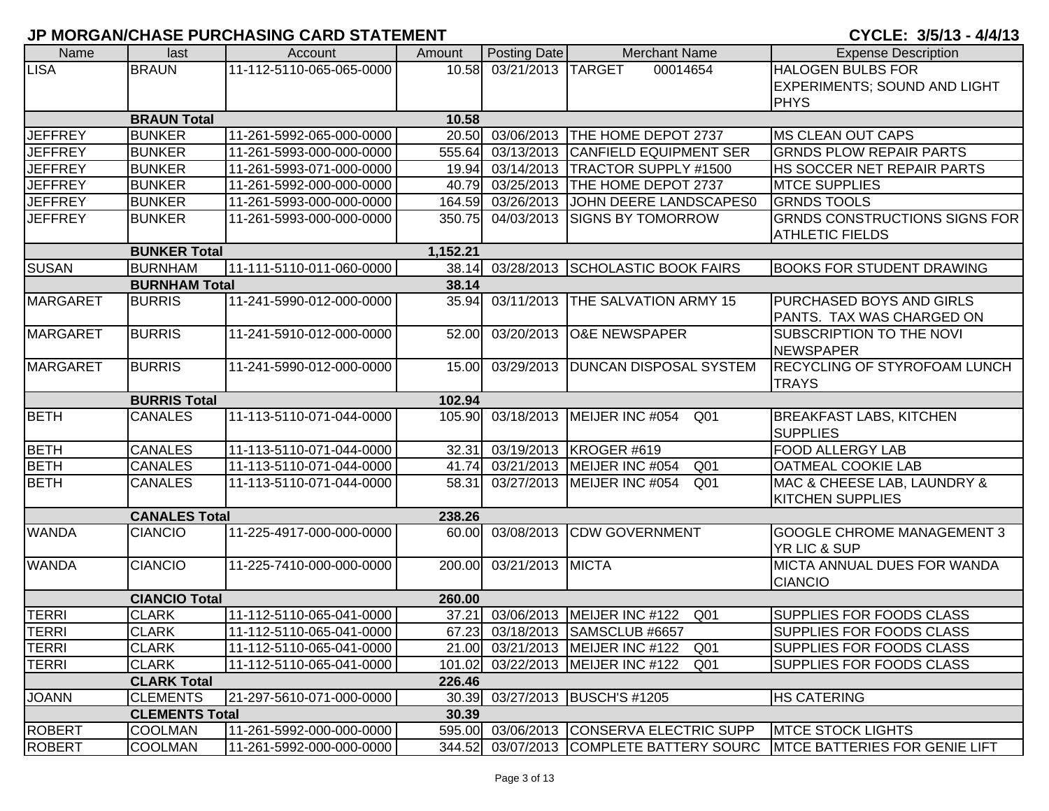## JP MORGAN/CHASE PURCHASING CARD STATEMENT

**CYCLE: 3/5/13 - 4/4/13**

| Name | last | Account | Amount | Posting Date | Merchant Name | Expense Description |
|---|---|---|---|---|---|---|
| LISA | BRAUN | 11-112-5110-065-065-0000 | 10.58 | 03/21/2013 | TARGET 00014654 | HALOGEN BULBS FOR EXPERIMENTS; SOUND AND LIGHT PHYS |
| | **BRAUN Total** | | **10.58** | | | |
| JEFFREY | BUNKER | 11-261-5992-065-000-0000 | 20.50 | 03/06/2013 | THE HOME DEPOT 2737 | MS CLEAN OUT CAPS |
| JEFFREY | BUNKER | 11-261-5993-000-000-0000 | 555.64 | 03/13/2013 | CANFIELD EQUIPMENT SER | GRNDS PLOW REPAIR PARTS |
| JEFFREY | BUNKER | 11-261-5993-071-000-0000 | 19.94 | 03/14/2013 | TRACTOR SUPPLY #1500 | HS SOCCER NET REPAIR PARTS |
| JEFFREY | BUNKER | 11-261-5992-000-000-0000 | 40.79 | 03/25/2013 | THE HOME DEPOT 2737 | MTCE SUPPLIES |
| JEFFREY | BUNKER | 11-261-5993-000-000-0000 | 164.59 | 03/26/2013 | JOHN DEERE LANDSCAPES0 | GRNDS TOOLS |
| JEFFREY | BUNKER | 11-261-5993-000-000-0000 | 350.75 | 04/03/2013 | SIGNS BY TOMORROW | GRNDS CONSTRUCTIONS SIGNS FOR ATHLETIC FIELDS |
| | **BUNKER Total** | | **1,152.21** | | | |
| SUSAN | BURNHAM | 11-111-5110-011-060-0000 | 38.14 | 03/28/2013 | SCHOLASTIC BOOK FAIRS | BOOKS FOR STUDENT DRAWING |
| | **BURNHAM Total** | | **38.14** | | | |
| MARGARET | BURRIS | 11-241-5990-012-000-0000 | 35.94 | 03/11/2013 | THE SALVATION ARMY 15 | PURCHASED BOYS AND GIRLS PANTS. TAX WAS CHARGED ON |
| MARGARET | BURRIS | 11-241-5910-012-000-0000 | 52.00 | 03/20/2013 | O&E NEWSPAPER | SUBSCRIPTION TO THE NOVI NEWSPAPER |
| MARGARET | BURRIS | 11-241-5990-012-000-0000 | 15.00 | 03/29/2013 | DUNCAN DISPOSAL SYSTEM | RECYCLING OF STYROFOAM LUNCH TRAYS |
| | **BURRIS Total** | | **102.94** | | | |
| BETH | CANALES | 11-113-5110-071-044-0000 | 105.90 | 03/18/2013 | MEIJER INC #054 Q01 | BREAKFAST LABS, KITCHEN SUPPLIES |
| BETH | CANALES | 11-113-5110-071-044-0000 | 32.31 | 03/19/2013 | KROGER #619 | FOOD ALLERGY LAB |
| BETH | CANALES | 11-113-5110-071-044-0000 | 41.74 | 03/21/2013 | MEIJER INC #054 Q01 | OATMEAL COOKIE LAB |
| BETH | CANALES | 11-113-5110-071-044-0000 | 58.31 | 03/27/2013 | MEIJER INC #054 Q01 | MAC & CHEESE LAB, LAUNDRY & KITCHEN SUPPLIES |
| | **CANALES Total** | | **238.26** | | | |
| WANDA | CIANCIO | 11-225-4917-000-000-0000 | 60.00 | 03/08/2013 | CDW GOVERNMENT | GOOGLE CHROME MANAGEMENT 3 YR LIC & SUP |
| WANDA | CIANCIO | 11-225-7410-000-000-0000 | 200.00 | 03/21/2013 | MICTA | MICTA ANNUAL DUES FOR WANDA CIANCIO |
| | **CIANCIO Total** | | **260.00** | | | |
| TERRI | CLARK | 11-112-5110-065-041-0000 | 37.21 | 03/06/2013 | MEIJER INC #122 Q01 | SUPPLIES FOR FOODS CLASS |
| TERRI | CLARK | 11-112-5110-065-041-0000 | 67.23 | 03/18/2013 | SAMSCLUB #6657 | SUPPLIES FOR FOODS CLASS |
| TERRI | CLARK | 11-112-5110-065-041-0000 | 21.00 | 03/21/2013 | MEIJER INC #122 Q01 | SUPPLIES FOR FOODS CLASS |
| TERRI | CLARK | 11-112-5110-065-041-0000 | 101.02 | 03/22/2013 | MEIJER INC #122 Q01 | SUPPLIES FOR FOODS CLASS |
| | **CLARK Total** | | **226.46** | | | |
| JOANN | CLEMENTS | 21-297-5610-071-000-0000 | 30.39 | 03/27/2013 | BUSCH'S #1205 | HS CATERING |
| | **CLEMENTS Total** | | **30.39** | | | |
| ROBERT | COOLMAN | 11-261-5992-000-000-0000 | 595.00 | 03/06/2013 | CONSERVA ELECTRIC SUPP | MTCE STOCK LIGHTS |
| ROBERT | COOLMAN | 11-261-5992-000-000-0000 | 344.52 | 03/07/2013 | COMPLETE BATTERY SOURC | MTCE BATTERIES FOR GENIE LIFT |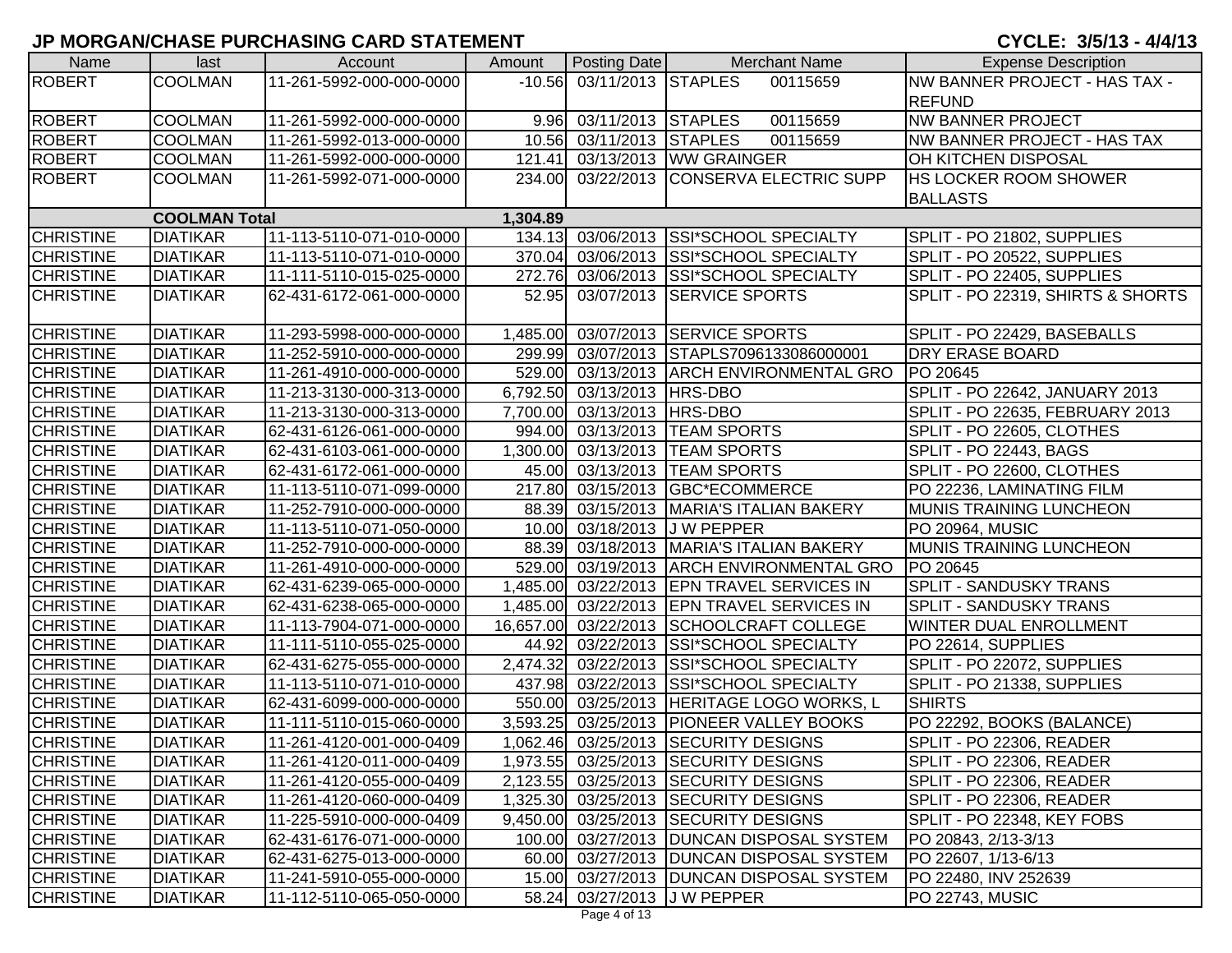**JP MORGAN/CHASE PURCHASING CARD STATEMENT** **CYCLE: 3/5/13 - 4/4/13**

| Name | last | Account | Amount | Posting Date | Merchant Name | Expense Description |
|---|---|---|---|---|---|---|
| ROBERT | COOLMAN | 11-261-5992-000-000-0000 | -10.56 | 03/11/2013 | STAPLES 00115659 | NW BANNER PROJECT - HAS TAX - REFUND |
| ROBERT | COOLMAN | 11-261-5992-000-000-0000 | 9.96 | 03/11/2013 | STAPLES 00115659 | NW BANNER PROJECT |
| ROBERT | COOLMAN | 11-261-5992-013-000-0000 | 10.56 | 03/11/2013 | STAPLES 00115659 | NW BANNER PROJECT - HAS TAX |
| ROBERT | COOLMAN | 11-261-5992-000-000-0000 | 121.41 | 03/13/2013 | WW GRAINGER | OH KITCHEN DISPOSAL |
| ROBERT | COOLMAN | 11-261-5992-071-000-0000 | 234.00 | 03/22/2013 | CONSERVA ELECTRIC SUPP | HS LOCKER ROOM SHOWER BALLASTS |
| | **COOLMAN Total** | | **1,304.89** | | | |
| CHRISTINE | DIATIKAR | 11-113-5110-071-010-0000 | 134.13 | 03/06/2013 | SSI*SCHOOL SPECIALTY | SPLIT - PO 21802, SUPPLIES |
| CHRISTINE | DIATIKAR | 11-113-5110-071-010-0000 | 370.04 | 03/06/2013 | SSI*SCHOOL SPECIALTY | SPLIT - PO 20522, SUPPLIES |
| CHRISTINE | DIATIKAR | 11-111-5110-015-025-0000 | 272.76 | 03/06/2013 | SSI*SCHOOL SPECIALTY | SPLIT - PO 22405, SUPPLIES |
| CHRISTINE | DIATIKAR | 62-431-6172-061-000-0000 | 52.95 | 03/07/2013 | SERVICE SPORTS | SPLIT - PO 22319, SHIRTS & SHORTS |
| CHRISTINE | DIATIKAR | 11-293-5998-000-000-0000 | 1,485.00 | 03/07/2013 | SERVICE SPORTS | SPLIT - PO 22429, BASEBALLS |
| CHRISTINE | DIATIKAR | 11-252-5910-000-000-0000 | 299.99 | 03/07/2013 | STAPLS7096133086000001 | DRY ERASE BOARD |
| CHRISTINE | DIATIKAR | 11-261-4910-000-000-0000 | 529.00 | 03/13/2013 | ARCH ENVIRONMENTAL GRO | PO 20645 |
| CHRISTINE | DIATIKAR | 11-213-3130-000-313-0000 | 6,792.50 | 03/13/2013 | HRS-DBO | SPLIT - PO 22642, JANUARY 2013 |
| CHRISTINE | DIATIKAR | 11-213-3130-000-313-0000 | 7,700.00 | 03/13/2013 | HRS-DBO | SPLIT - PO 22635, FEBRUARY 2013 |
| CHRISTINE | DIATIKAR | 62-431-6126-061-000-0000 | 994.00 | 03/13/2013 | TEAM SPORTS | SPLIT - PO 22605, CLOTHES |
| CHRISTINE | DIATIKAR | 62-431-6103-061-000-0000 | 1,300.00 | 03/13/2013 | TEAM SPORTS | SPLIT - PO 22443, BAGS |
| CHRISTINE | DIATIKAR | 62-431-6172-061-000-0000 | 45.00 | 03/13/2013 | TEAM SPORTS | SPLIT - PO 22600, CLOTHES |
| CHRISTINE | DIATIKAR | 11-113-5110-071-099-0000 | 217.80 | 03/15/2013 | GBC*ECOMMERCE | PO 22236, LAMINATING FILM |
| CHRISTINE | DIATIKAR | 11-252-7910-000-000-0000 | 88.39 | 03/15/2013 | MARIA'S ITALIAN BAKERY | MUNIS TRAINING LUNCHEON |
| CHRISTINE | DIATIKAR | 11-113-5110-071-050-0000 | 10.00 | 03/18/2013 | J W PEPPER | PO 20964, MUSIC |
| CHRISTINE | DIATIKAR | 11-252-7910-000-000-0000 | 88.39 | 03/18/2013 | MARIA'S ITALIAN BAKERY | MUNIS TRAINING LUNCHEON |
| CHRISTINE | DIATIKAR | 11-261-4910-000-000-0000 | 529.00 | 03/19/2013 | ARCH ENVIRONMENTAL GRO | PO 20645 |
| CHRISTINE | DIATIKAR | 62-431-6239-065-000-0000 | 1,485.00 | 03/22/2013 | EPN TRAVEL SERVICES IN | SPLIT - SANDUSKY TRANS |
| CHRISTINE | DIATIKAR | 62-431-6238-065-000-0000 | 1,485.00 | 03/22/2013 | EPN TRAVEL SERVICES IN | SPLIT - SANDUSKY TRANS |
| CHRISTINE | DIATIKAR | 11-113-7904-071-000-0000 | 16,657.00 | 03/22/2013 | SCHOOLCRAFT COLLEGE | WINTER DUAL ENROLLMENT |
| CHRISTINE | DIATIKAR | 11-111-5110-055-025-0000 | 44.92 | 03/22/2013 | SSI*SCHOOL SPECIALTY | PO 22614, SUPPLIES |
| CHRISTINE | DIATIKAR | 62-431-6275-055-000-0000 | 2,474.32 | 03/22/2013 | SSI*SCHOOL SPECIALTY | SPLIT - PO 22072, SUPPLIES |
| CHRISTINE | DIATIKAR | 11-113-5110-071-010-0000 | 437.98 | 03/22/2013 | SSI*SCHOOL SPECIALTY | SPLIT - PO 21338, SUPPLIES |
| CHRISTINE | DIATIKAR | 62-431-6099-000-000-0000 | 550.00 | 03/25/2013 | HERITAGE LOGO WORKS, L | SHIRTS |
| CHRISTINE | DIATIKAR | 11-111-5110-015-060-0000 | 3,593.25 | 03/25/2013 | PIONEER VALLEY BOOKS | PO 22292, BOOKS (BALANCE) |
| CHRISTINE | DIATIKAR | 11-261-4120-001-000-0409 | 1,062.46 | 03/25/2013 | SECURITY DESIGNS | SPLIT - PO 22306, READER |
| CHRISTINE | DIATIKAR | 11-261-4120-011-000-0409 | 1,973.55 | 03/25/2013 | SECURITY DESIGNS | SPLIT - PO 22306, READER |
| CHRISTINE | DIATIKAR | 11-261-4120-055-000-0409 | 2,123.55 | 03/25/2013 | SECURITY DESIGNS | SPLIT - PO 22306, READER |
| CHRISTINE | DIATIKAR | 11-261-4120-060-000-0409 | 1,325.30 | 03/25/2013 | SECURITY DESIGNS | SPLIT - PO 22306, READER |
| CHRISTINE | DIATIKAR | 11-225-5910-000-000-0409 | 9,450.00 | 03/25/2013 | SECURITY DESIGNS | SPLIT - PO 22348, KEY FOBS |
| CHRISTINE | DIATIKAR | 62-431-6176-071-000-0000 | 100.00 | 03/27/2013 | DUNCAN DISPOSAL SYSTEM | PO 20843, 2/13-3/13 |
| CHRISTINE | DIATIKAR | 62-431-6275-013-000-0000 | 60.00 | 03/27/2013 | DUNCAN DISPOSAL SYSTEM | PO 22607, 1/13-6/13 |
| CHRISTINE | DIATIKAR | 11-241-5910-055-000-0000 | 15.00 | 03/27/2013 | DUNCAN DISPOSAL SYSTEM | PO 22480, INV 252639 |
| CHRISTINE | DIATIKAR | 11-112-5110-065-050-0000 | 58.24 | 03/27/2013 | J W PEPPER | PO 22743, MUSIC |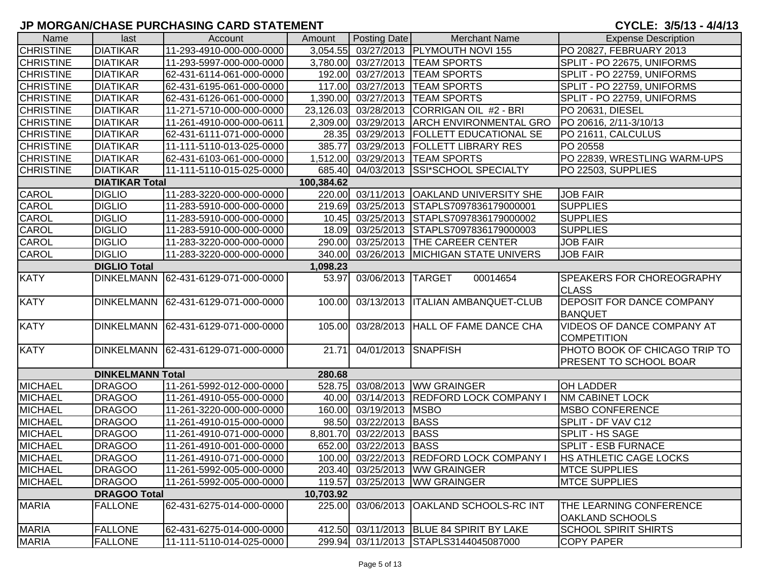# JP MORGAN/CHASE PURCHASING CARD STATEMENT

**CYCLE: 3/5/13 - 4/4/13**

| Name | last | Account | Amount | Posting Date | Merchant Name | Expense Description |
|---|---|---|---|---|---|---|
| CHRISTINE | DIATIKAR | 11-293-4910-000-000-0000 | 3,054.55 | 03/27/2013 | PLYMOUTH NOVI 155 | PO 20827, FEBRUARY 2013 |
| CHRISTINE | DIATIKAR | 11-293-5997-000-000-0000 | 3,780.00 | 03/27/2013 | TEAM SPORTS | SPLIT - PO 22675, UNIFORMS |
| CHRISTINE | DIATIKAR | 62-431-6114-061-000-0000 | 192.00 | 03/27/2013 | TEAM SPORTS | SPLIT - PO 22759, UNIFORMS |
| CHRISTINE | DIATIKAR | 62-431-6195-061-000-0000 | 117.00 | 03/27/2013 | TEAM SPORTS | SPLIT - PO 22759, UNIFORMS |
| CHRISTINE | DIATIKAR | 62-431-6126-061-000-0000 | 1,390.00 | 03/27/2013 | TEAM SPORTS | SPLIT - PO 22759, UNIFORMS |
| CHRISTINE | DIATIKAR | 11-271-5710-000-000-0000 | 23,126.03 | 03/28/2013 | CORRIGAN OIL #2 - BRI | PO 20631, DIESEL |
| CHRISTINE | DIATIKAR | 11-261-4910-000-000-0611 | 2,309.00 | 03/29/2013 | ARCH ENVIRONMENTAL GRO | PO 20616, 2/11-3/10/13 |
| CHRISTINE | DIATIKAR | 62-431-6111-071-000-0000 | 28.35 | 03/29/2013 | FOLLETT EDUCATIONAL SE | PO 21611, CALCULUS |
| CHRISTINE | DIATIKAR | 11-111-5110-013-025-0000 | 385.77 | 03/29/2013 | FOLLETT LIBRARY RES | PO 20558 |
| CHRISTINE | DIATIKAR | 62-431-6103-061-000-0000 | 1,512.00 | 03/29/2013 | TEAM SPORTS | PO 22839, WRESTLING WARM-UPS |
| CHRISTINE | DIATIKAR | 11-111-5110-015-025-0000 | 685.40 | 04/03/2013 | SSI*SCHOOL SPECIALTY | PO 22503, SUPPLIES |
| | DIATIKAR Total | | 100,384.62 | | | |
| CAROL | DIGLIO | 11-283-3220-000-000-0000 | 220.00 | 03/11/2013 | OAKLAND UNIVERSITY SHE | JOB FAIR |
| CAROL | DIGLIO | 11-283-5910-000-000-0000 | 219.69 | 03/25/2013 | STAPLS7097836179000001 | SUPPLIES |
| CAROL | DIGLIO | 11-283-5910-000-000-0000 | 10.45 | 03/25/2013 | STAPLS7097836179000002 | SUPPLIES |
| CAROL | DIGLIO | 11-283-5910-000-000-0000 | 18.09 | 03/25/2013 | STAPLS7097836179000003 | SUPPLIES |
| CAROL | DIGLIO | 11-283-3220-000-000-0000 | 290.00 | 03/25/2013 | THE CAREER CENTER | JOB FAIR |
| CAROL | DIGLIO | 11-283-3220-000-000-0000 | 340.00 | 03/26/2013 | MICHIGAN STATE UNIVERS | JOB FAIR |
| | DIGLIO Total | | 1,098.23 | | | |
| KATY | DINKELMANN | 62-431-6129-071-000-0000 | 53.97 | 03/06/2013 | TARGET 00014654 | SPEAKERS FOR CHOREOGRAPHY CLASS |
| KATY | DINKELMANN | 62-431-6129-071-000-0000 | 100.00 | 03/13/2013 | ITALIAN AMBANQUET-CLUB | DEPOSIT FOR DANCE COMPANY BANQUET |
| KATY | DINKELMANN | 62-431-6129-071-000-0000 | 105.00 | 03/28/2013 | HALL OF FAME DANCE CHA | VIDEOS OF DANCE COMPANY AT COMPETITION |
| KATY | DINKELMANN | 62-431-6129-071-000-0000 | 21.71 | 04/01/2013 | SNAPFISH | PHOTO BOOK OF CHICAGO TRIP TO PRESENT TO SCHOOL BOAR |
| | DINKELMANN Total | | 280.68 | | | |
| MICHAEL | DRAGOO | 11-261-5992-012-000-0000 | 528.75 | 03/08/2013 | WW GRAINGER | OH LADDER |
| MICHAEL | DRAGOO | 11-261-4910-055-000-0000 | 40.00 | 03/14/2013 | REDFORD LOCK COMPANY I | NM CABINET LOCK |
| MICHAEL | DRAGOO | 11-261-3220-000-000-0000 | 160.00 | 03/19/2013 | MSBO | MSBO CONFERENCE |
| MICHAEL | DRAGOO | 11-261-4910-015-000-0000 | 98.50 | 03/22/2013 | BASS | SPLIT - DF VAV C12 |
| MICHAEL | DRAGOO | 11-261-4910-071-000-0000 | 8,801.70 | 03/22/2013 | BASS | SPLIT - HS SAGE |
| MICHAEL | DRAGOO | 11-261-4910-001-000-0000 | 652.00 | 03/22/2013 | BASS | SPLIT - ESB FURNACE |
| MICHAEL | DRAGOO | 11-261-4910-071-000-0000 | 100.00 | 03/22/2013 | REDFORD LOCK COMPANY I | HS ATHLETIC CAGE LOCKS |
| MICHAEL | DRAGOO | 11-261-5992-005-000-0000 | 203.40 | 03/25/2013 | WW GRAINGER | MTCE SUPPLIES |
| MICHAEL | DRAGOO | 11-261-5992-005-000-0000 | 119.57 | 03/25/2013 | WW GRAINGER | MTCE SUPPLIES |
| | DRAGOO Total | | 10,703.92 | | | |
| MARIA | FALLONE | 62-431-6275-014-000-0000 | 225.00 | 03/06/2013 | OAKLAND SCHOOLS-RC INT | THE LEARNING CONFERENCE OAKLAND SCHOOLS |
| MARIA | FALLONE | 62-431-6275-014-000-0000 | 412.50 | 03/11/2013 | BLUE 84 SPIRIT BY LAKE | SCHOOL SPIRIT SHIRTS |
| MARIA | FALLONE | 11-111-5110-014-025-0000 | 299.94 | 03/11/2013 | STAPLS3144045087000 | COPY PAPER |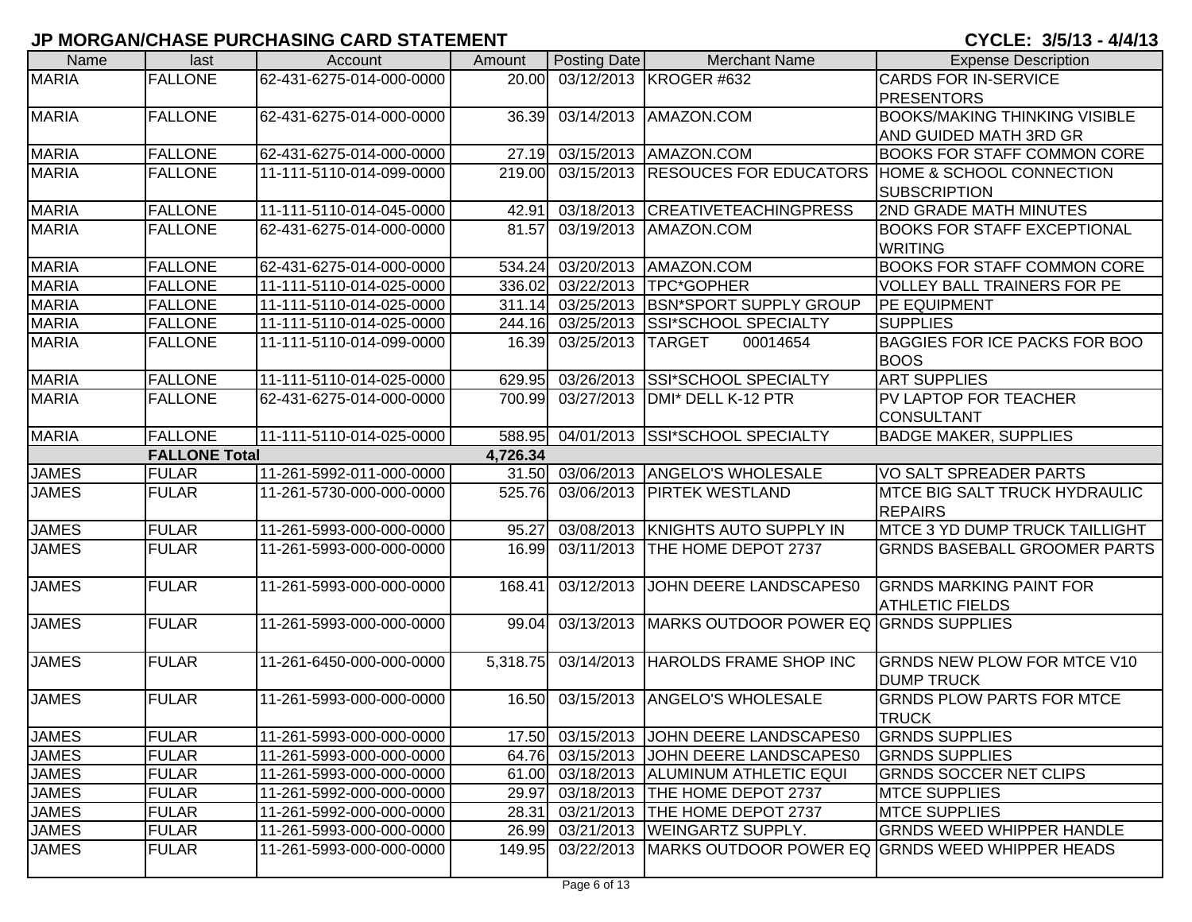## JP MORGAN/CHASE PURCHASING CARD STATEMENT

**CYCLE: 3/5/13 - 4/4/13**

| Name | last | Account | Amount | Posting Date | Merchant Name | Expense Description |
|---|---|---|---|---|---|---|
| MARIA | FALLONE | 62-431-6275-014-000-0000 | 20.00 | 03/12/2013 | KROGER #632 | CARDS FOR IN-SERVICE PRESENTORS |
| MARIA | FALLONE | 62-431-6275-014-000-0000 | 36.39 | 03/14/2013 | AMAZON.COM | BOOKS/MAKING THINKING VISIBLE AND GUIDED MATH 3RD GR |
| MARIA | FALLONE | 62-431-6275-014-000-0000 | 27.19 | 03/15/2013 | AMAZON.COM | BOOKS FOR STAFF COMMON CORE |
| MARIA | FALLONE | 11-111-5110-014-099-0000 | 219.00 | 03/15/2013 | RESOUCES FOR EDUCATORS | HOME & SCHOOL CONNECTION SUBSCRIPTION |
| MARIA | FALLONE | 11-111-5110-014-045-0000 | 42.91 | 03/18/2013 | CREATIVETEACHINGPRESS | 2ND GRADE MATH MINUTES |
| MARIA | FALLONE | 62-431-6275-014-000-0000 | 81.57 | 03/19/2013 | AMAZON.COM | BOOKS FOR STAFF EXCEPTIONAL WRITING |
| MARIA | FALLONE | 62-431-6275-014-000-0000 | 534.24 | 03/20/2013 | AMAZON.COM | BOOKS FOR STAFF COMMON CORE |
| MARIA | FALLONE | 11-111-5110-014-025-0000 | 336.02 | 03/22/2013 | TPC*GOPHER | VOLLEY BALL TRAINERS FOR PE |
| MARIA | FALLONE | 11-111-5110-014-025-0000 | 311.14 | 03/25/2013 | BSN*SPORT SUPPLY GROUP | PE EQUIPMENT |
| MARIA | FALLONE | 11-111-5110-014-025-0000 | 244.16 | 03/25/2013 | SSI*SCHOOL SPECIALTY | SUPPLIES |
| MARIA | FALLONE | 11-111-5110-014-099-0000 | 16.39 | 03/25/2013 | TARGET 00014654 | BAGGIES FOR ICE PACKS FOR BOO BOOS |
| MARIA | FALLONE | 11-111-5110-014-025-0000 | 629.95 | 03/26/2013 | SSI*SCHOOL SPECIALTY | ART SUPPLIES |
| MARIA | FALLONE | 62-431-6275-014-000-0000 | 700.99 | 03/27/2013 | DMI* DELL K-12 PTR | PV LAPTOP FOR TEACHER CONSULTANT |
| MARIA | FALLONE | 11-111-5110-014-025-0000 | 588.95 | 04/01/2013 | SSI*SCHOOL SPECIALTY | BADGE MAKER, SUPPLIES |
| | **FALLONE Total** | | **4,726.34** | | | |
| JAMES | FULAR | 11-261-5992-011-000-0000 | 31.50 | 03/06/2013 | ANGELO'S WHOLESALE | VO SALT SPREADER PARTS |
| JAMES | FULAR | 11-261-5730-000-000-0000 | 525.76 | 03/06/2013 | PIRTEK WESTLAND | MTCE BIG SALT TRUCK HYDRAULIC REPAIRS |
| JAMES | FULAR | 11-261-5993-000-000-0000 | 95.27 | 03/08/2013 | KNIGHTS AUTO SUPPLY IN | MTCE 3 YD DUMP TRUCK TAILLIGHT |
| JAMES | FULAR | 11-261-5993-000-000-0000 | 16.99 | 03/11/2013 | THE HOME DEPOT 2737 | GRNDS BASEBALL GROOMER PARTS |
| JAMES | FULAR | 11-261-5993-000-000-0000 | 168.41 | 03/12/2013 | JOHN DEERE LANDSCAPES0 | GRNDS MARKING PAINT FOR ATHLETIC FIELDS |
| JAMES | FULAR | 11-261-5993-000-000-0000 | 99.04 | 03/13/2013 | MARKS OUTDOOR POWER EQ | GRNDS SUPPLIES |
| JAMES | FULAR | 11-261-6450-000-000-0000 | 5,318.75 | 03/14/2013 | HAROLDS FRAME SHOP INC | GRNDS NEW PLOW FOR MTCE V10 DUMP TRUCK |
| JAMES | FULAR | 11-261-5993-000-000-0000 | 16.50 | 03/15/2013 | ANGELO'S WHOLESALE | GRNDS PLOW PARTS FOR MTCE TRUCK |
| JAMES | FULAR | 11-261-5993-000-000-0000 | 17.50 | 03/15/2013 | JOHN DEERE LANDSCAPES0 | GRNDS SUPPLIES |
| JAMES | FULAR | 11-261-5993-000-000-0000 | 64.76 | 03/15/2013 | JOHN DEERE LANDSCAPES0 | GRNDS SUPPLIES |
| JAMES | FULAR | 11-261-5993-000-000-0000 | 61.00 | 03/18/2013 | ALUMINUM ATHLETIC EQUI | GRNDS SOCCER NET CLIPS |
| JAMES | FULAR | 11-261-5992-000-000-0000 | 29.97 | 03/18/2013 | THE HOME DEPOT 2737 | MTCE SUPPLIES |
| JAMES | FULAR | 11-261-5992-000-000-0000 | 28.31 | 03/21/2013 | THE HOME DEPOT 2737 | MTCE SUPPLIES |
| JAMES | FULAR | 11-261-5993-000-000-0000 | 26.99 | 03/21/2013 | WEINGARTZ SUPPLY. | GRNDS WEED WHIPPER HANDLE |
| JAMES | FULAR | 11-261-5993-000-000-0000 | 149.95 | 03/22/2013 | MARKS OUTDOOR POWER EQ | GRNDS WEED WHIPPER HEADS |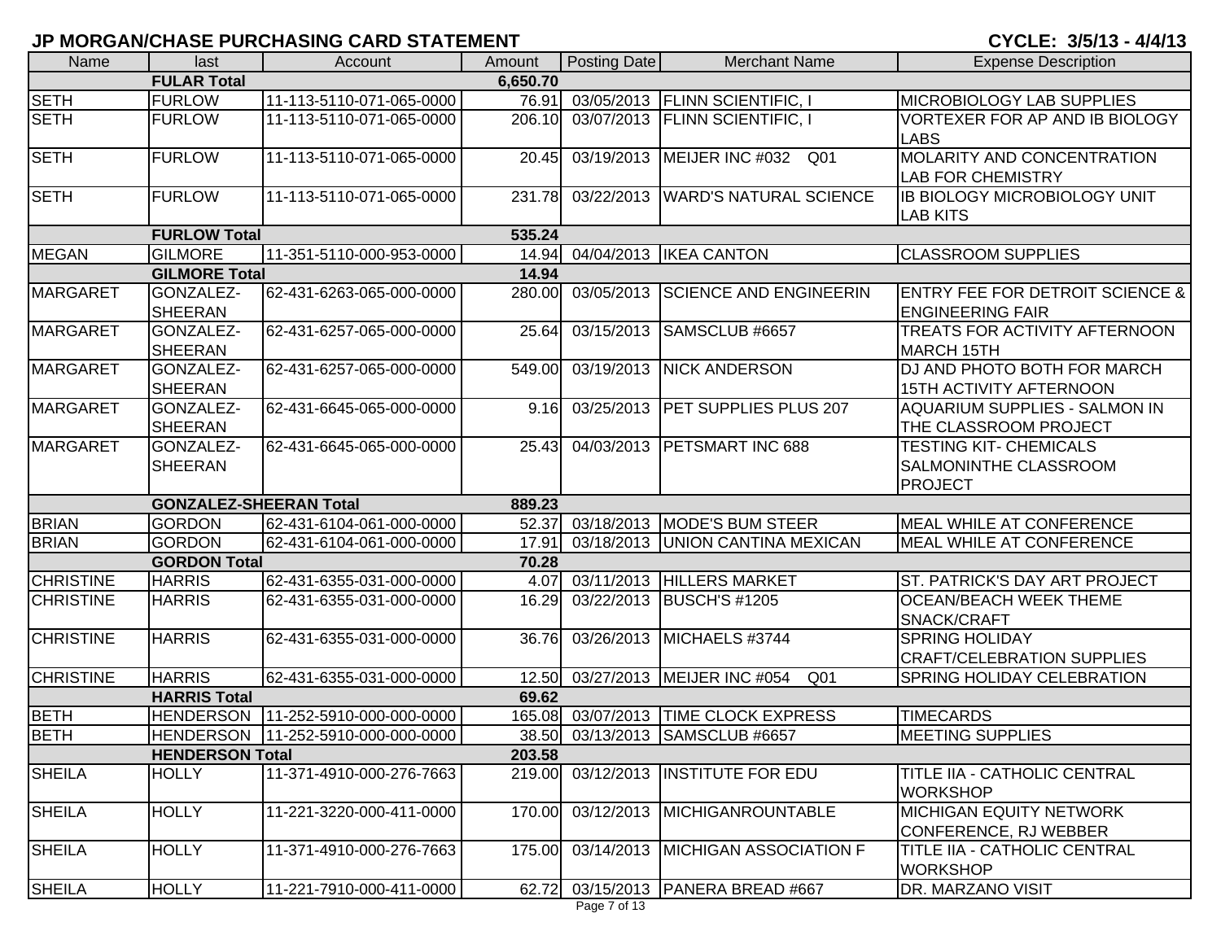**JP MORGAN/CHASE PURCHASING CARD STATEMENT** **CYCLE: 3/5/13 - 4/4/13**

| Name | last | Account | Amount | Posting Date | Merchant Name | Expense Description |
|---|---|---|---|---|---|---|
| | FULAR Total | | 6,650.70 | | | |
| SETH | FURLOW | 11-113-5110-071-065-0000 | 76.91 | 03/05/2013 | FLINN SCIENTIFIC, I | MICROBIOLOGY LAB SUPPLIES |
| SETH | FURLOW | 11-113-5110-071-065-0000 | 206.10 | 03/07/2013 | FLINN SCIENTIFIC, I | VORTEXER FOR AP AND IB BIOLOGY LABS |
| SETH | FURLOW | 11-113-5110-071-065-0000 | 20.45 | 03/19/2013 | MEIJER INC #032 Q01 | MOLARITY AND CONCENTRATION LAB FOR CHEMISTRY |
| SETH | FURLOW | 11-113-5110-071-065-0000 | 231.78 | 03/22/2013 | WARD'S NATURAL SCIENCE | IB BIOLOGY MICROBIOLOGY UNIT LAB KITS |
| | FURLOW Total | | 535.24 | | | |
| MEGAN | GILMORE | 11-351-5110-000-953-0000 | 14.94 | 04/04/2013 | IKEA CANTON | CLASSROOM SUPPLIES |
| | GILMORE Total | | 14.94 | | | |
| MARGARET | GONZALEZ-SHEERAN | 62-431-6263-065-000-0000 | 280.00 | 03/05/2013 | SCIENCE AND ENGINEERIN | ENTRY FEE FOR DETROIT SCIENCE & ENGINEERING FAIR |
| MARGARET | GONZALEZ-SHEERAN | 62-431-6257-065-000-0000 | 25.64 | 03/15/2013 | SAMSCLUB #6657 | TREATS FOR ACTIVITY AFTERNOON MARCH 15TH |
| MARGARET | GONZALEZ-SHEERAN | 62-431-6257-065-000-0000 | 549.00 | 03/19/2013 | NICK ANDERSON | DJ AND PHOTO BOTH FOR MARCH 15TH ACTIVITY AFTERNOON |
| MARGARET | GONZALEZ-SHEERAN | 62-431-6645-065-000-0000 | 9.16 | 03/25/2013 | PET SUPPLIES PLUS 207 | AQUARIUM SUPPLIES - SALMON IN THE CLASSROOM PROJECT |
| MARGARET | GONZALEZ-SHEERAN | 62-431-6645-065-000-0000 | 25.43 | 04/03/2013 | PETSMART INC 688 | TESTING KIT- CHEMICALS SALMONINTHE CLASSROOM PROJECT |
| | GONZALEZ-SHEERAN Total | | 889.23 | | | |
| BRIAN | GORDON | 62-431-6104-061-000-0000 | 52.37 | 03/18/2013 | MODE'S BUM STEER | MEAL WHILE AT CONFERENCE |
| BRIAN | GORDON | 62-431-6104-061-000-0000 | 17.91 | 03/18/2013 | UNION CANTINA MEXICAN | MEAL WHILE AT CONFERENCE |
| | GORDON Total | | 70.28 | | | |
| CHRISTINE | HARRIS | 62-431-6355-031-000-0000 | 4.07 | 03/11/2013 | HILLERS MARKET | ST. PATRICK'S DAY ART PROJECT |
| CHRISTINE | HARRIS | 62-431-6355-031-000-0000 | 16.29 | 03/22/2013 | BUSCH'S #1205 | OCEAN/BEACH WEEK THEME SNACK/CRAFT |
| CHRISTINE | HARRIS | 62-431-6355-031-000-0000 | 36.76 | 03/26/2013 | MICHAELS #3744 | SPRING HOLIDAY CRAFT/CELEBRATION SUPPLIES |
| CHRISTINE | HARRIS | 62-431-6355-031-000-0000 | 12.50 | 03/27/2013 | MEIJER INC #054 Q01 | SPRING HOLIDAY CELEBRATION |
| | HARRIS Total | | 69.62 | | | |
| BETH | HENDERSON | 11-252-5910-000-000-0000 | 165.08 | 03/07/2013 | TIME CLOCK EXPRESS | TIMECARDS |
| BETH | HENDERSON | 11-252-5910-000-000-0000 | 38.50 | 03/13/2013 | SAMSCLUB #6657 | MEETING SUPPLIES |
| | HENDERSON Total | | 203.58 | | | |
| SHEILA | HOLLY | 11-371-4910-000-276-7663 | 219.00 | 03/12/2013 | INSTITUTE FOR EDU | TITLE IIA - CATHOLIC CENTRAL WORKSHOP |
| SHEILA | HOLLY | 11-221-3220-000-411-0000 | 170.00 | 03/12/2013 | MICHIGANROUNTABLE | MICHIGAN EQUITY NETWORK CONFERENCE, RJ WEBBER |
| SHEILA | HOLLY | 11-371-4910-000-276-7663 | 175.00 | 03/14/2013 | MICHIGAN ASSOCIATION F | TITLE IIA - CATHOLIC CENTRAL WORKSHOP |
| SHEILA | HOLLY | 11-221-7910-000-411-0000 | 62.72 | 03/15/2013 | PANERA BREAD #667 | DR. MARZANO VISIT |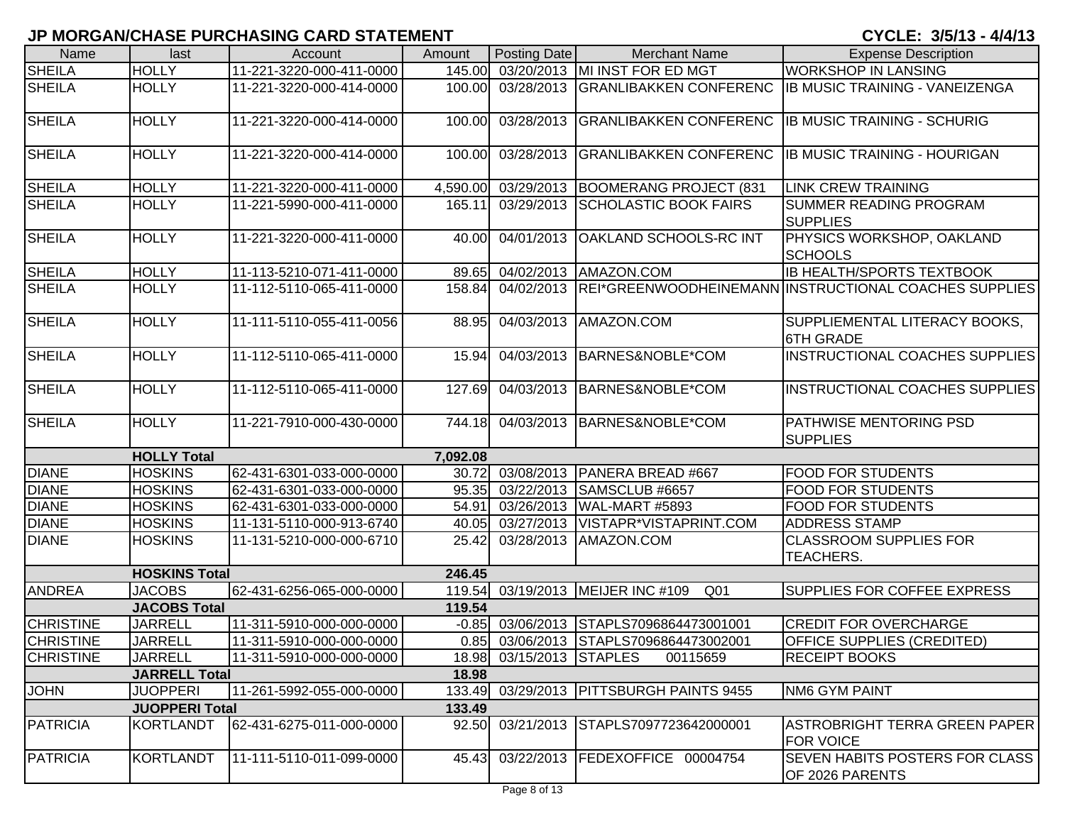## JP MORGAN/CHASE PURCHASING CARD STATEMENT

**CYCLE: 3/5/13 - 4/4/13**

| Name | last | Account | Amount | Posting Date | Merchant Name | Expense Description |
|---|---|---|---|---|---|---|
| SHEILA | HOLLY | 11-221-3220-000-411-0000 | 145.00 | 03/20/2013 | MI INST FOR ED MGT | WORKSHOP IN LANSING |
| SHEILA | HOLLY | 11-221-3220-000-414-0000 | 100.00 | 03/28/2013 | GRANLIBAKKEN CONFERENC | IB MUSIC TRAINING - VANEIZENGA |
| SHEILA | HOLLY | 11-221-3220-000-414-0000 | 100.00 | 03/28/2013 | GRANLIBAKKEN CONFERENC | IB MUSIC TRAINING - SCHURIG |
| SHEILA | HOLLY | 11-221-3220-000-414-0000 | 100.00 | 03/28/2013 | GRANLIBAKKEN CONFERENC | IB MUSIC TRAINING - HOURIGAN |
| SHEILA | HOLLY | 11-221-3220-000-411-0000 | 4,590.00 | 03/29/2013 | BOOMERANG PROJECT (831 | LINK CREW TRAINING |
| SHEILA | HOLLY | 11-221-5990-000-411-0000 | 165.11 | 03/29/2013 | SCHOLASTIC BOOK FAIRS | SUMMER READING PROGRAM SUPPLIES |
| SHEILA | HOLLY | 11-221-3220-000-411-0000 | 40.00 | 04/01/2013 | OAKLAND SCHOOLS-RC INT | PHYSICS WORKSHOP, OAKLAND SCHOOLS |
| SHEILA | HOLLY | 11-113-5210-071-411-0000 | 89.65 | 04/02/2013 | AMAZON.COM | IB HEALTH/SPORTS TEXTBOOK |
| SHEILA | HOLLY | 11-112-5110-065-411-0000 | 158.84 | 04/02/2013 | REI*GREENWOODHEINEMANN | INSTRUCTIONAL COACHES SUPPLIES |
| SHEILA | HOLLY | 11-111-5110-055-411-0056 | 88.95 | 04/03/2013 | AMAZON.COM | SUPPLIEMENTAL LITERACY BOOKS, 6TH GRADE |
| SHEILA | HOLLY | 11-112-5110-065-411-0000 | 15.94 | 04/03/2013 | BARNES&NOBLE*COM | INSTRUCTIONAL COACHES SUPPLIES |
| SHEILA | HOLLY | 11-112-5110-065-411-0000 | 127.69 | 04/03/2013 | BARNES&NOBLE*COM | INSTRUCTIONAL COACHES SUPPLIES |
| SHEILA | HOLLY | 11-221-7910-000-430-0000 | 744.18 | 04/03/2013 | BARNES&NOBLE*COM | PATHWISE MENTORING PSD SUPPLIES |
| | **HOLLY Total** | | **7,092.08** | | | |
| DIANE | HOSKINS | 62-431-6301-033-000-0000 | 30.72 | 03/08/2013 | PANERA BREAD #667 | FOOD FOR STUDENTS |
| DIANE | HOSKINS | 62-431-6301-033-000-0000 | 95.35 | 03/22/2013 | SAMSCLUB #6657 | FOOD FOR STUDENTS |
| DIANE | HOSKINS | 62-431-6301-033-000-0000 | 54.91 | 03/26/2013 | WAL-MART #5893 | FOOD FOR STUDENTS |
| DIANE | HOSKINS | 11-131-5110-000-913-6740 | 40.05 | 03/27/2013 | VISTAPR*VISTAPRINT.COM | ADDRESS STAMP |
| DIANE | HOSKINS | 11-131-5210-000-000-6710 | 25.42 | 03/28/2013 | AMAZON.COM | CLASSROOM SUPPLIES FOR TEACHERS. |
| | **HOSKINS Total** | | **246.45** | | | |
| ANDREA | JACOBS | 62-431-6256-065-000-0000 | 119.54 | 03/19/2013 | MEIJER INC #109 Q01 | SUPPLIES FOR COFFEE EXPRESS |
| | **JACOBS Total** | | **119.54** | | | |
| CHRISTINE | JARRELL | 11-311-5910-000-000-0000 | -0.85 | 03/06/2013 | STAPLS7096864473001001 | CREDIT FOR OVERCHARGE |
| CHRISTINE | JARRELL | 11-311-5910-000-000-0000 | 0.85 | 03/06/2013 | STAPLS7096864473002001 | OFFICE SUPPLIES (CREDITED) |
| CHRISTINE | JARRELL | 11-311-5910-000-000-0000 | 18.98 | 03/15/2013 | STAPLES 00115659 | RECEIPT BOOKS |
| | **JARRELL Total** | | **18.98** | | | |
| JOHN | JUOPPERI | 11-261-5992-055-000-0000 | 133.49 | 03/29/2013 | PITTSBURGH PAINTS 9455 | NM6 GYM PAINT |
| | **JUOPPERI Total** | | **133.49** | | | |
| PATRICIA | KORTLANDT | 62-431-6275-011-000-0000 | 92.50 | 03/21/2013 | STAPLS7097723642000001 | ASTROBRIGHT TERRA GREEN PAPER FOR VOICE |
| PATRICIA | KORTLANDT | 11-111-5110-011-099-0000 | 45.43 | 03/22/2013 | FEDEXOFFICE 00004754 | SEVEN HABITS POSTERS FOR CLASS OF 2026 PARENTS |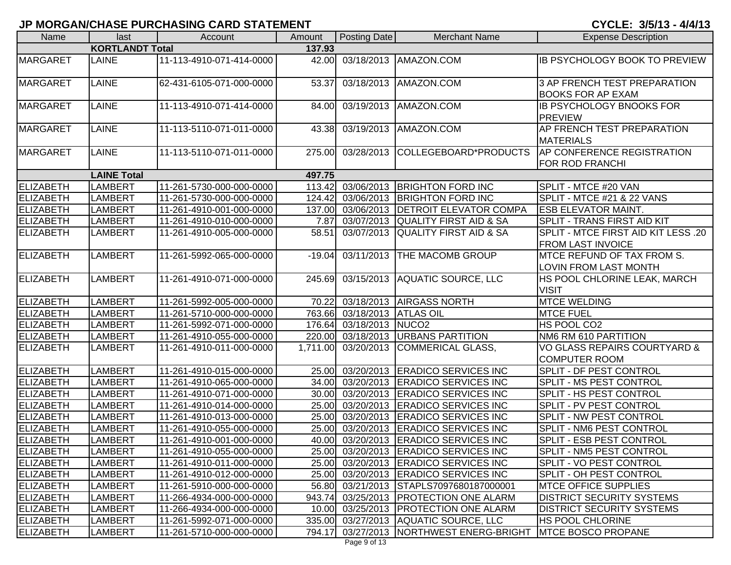## JP MORGAN/CHASE PURCHASING CARD STATEMENT

**CYCLE: 3/5/13 - 4/4/13**

| Name | last | Account | Amount | Posting Date | Merchant Name | Expense Description |
|---|---|---|---|---|---|---|
| | **KORTLANDT Total** | | **137.93** | | | |
| MARGARET | LAINE | 11-113-4910-071-414-0000 | 42.00 | 03/18/2013 | AMAZON.COM | IB PSYCHOLOGY BOOK TO PREVIEW |
| MARGARET | LAINE | 62-431-6105-071-000-0000 | 53.37 | 03/18/2013 | AMAZON.COM | 3 AP FRENCH TEST PREPARATION BOOKS FOR AP EXAM |
| MARGARET | LAINE | 11-113-4910-071-414-0000 | 84.00 | 03/19/2013 | AMAZON.COM | IB PSYCHOLOGY BNOOKS FOR PREVIEW |
| MARGARET | LAINE | 11-113-5110-071-011-0000 | 43.38 | 03/19/2013 | AMAZON.COM | AP FRENCH TEST PREPARATION MATERIALS |
| MARGARET | LAINE | 11-113-5110-071-011-0000 | 275.00 | 03/28/2013 | COLLEGEBOARD*PRODUCTS | AP CONFERENCE REGISTRATION FOR ROD FRANCHI |
| | **LAINE Total** | | **497.75** | | | |
| ELIZABETH | LAMBERT | 11-261-5730-000-000-0000 | 113.42 | 03/06/2013 | BRIGHTON FORD INC | SPLIT - MTCE #20 VAN |
| ELIZABETH | LAMBERT | 11-261-5730-000-000-0000 | 124.42 | 03/06/2013 | BRIGHTON FORD INC | SPLIT - MTCE #21 & 22 VANS |
| ELIZABETH | LAMBERT | 11-261-4910-001-000-0000 | 137.00 | 03/06/2013 | DETROIT ELEVATOR COMPA | ESB ELEVATOR MAINT. |
| ELIZABETH | LAMBERT | 11-261-4910-010-000-0000 | 7.87 | 03/07/2013 | QUALITY FIRST AID & SA | SPLIT - TRANS FIRST AID KIT |
| ELIZABETH | LAMBERT | 11-261-4910-005-000-0000 | 58.51 | 03/07/2013 | QUALITY FIRST AID & SA | SPLIT - MTCE FIRST AID KIT LESS .20 FROM LAST INVOICE |
| ELIZABETH | LAMBERT | 11-261-5992-065-000-0000 | -19.04 | 03/11/2013 | THE MACOMB GROUP | MTCE REFUND OF TAX FROM S. LOVIN FROM LAST MONTH |
| ELIZABETH | LAMBERT | 11-261-4910-071-000-0000 | 245.69 | 03/15/2013 | AQUATIC SOURCE, LLC | HS POOL CHLORINE LEAK, MARCH VISIT |
| ELIZABETH | LAMBERT | 11-261-5992-005-000-0000 | 70.22 | 03/18/2013 | AIRGASS NORTH | MTCE WELDING |
| ELIZABETH | LAMBERT | 11-261-5710-000-000-0000 | 763.66 | 03/18/2013 | ATLAS OIL | MTCE FUEL |
| ELIZABETH | LAMBERT | 11-261-5992-071-000-0000 | 176.64 | 03/18/2013 | NUCO2 | HS POOL CO2 |
| ELIZABETH | LAMBERT | 11-261-4910-055-000-0000 | 220.00 | 03/18/2013 | URBANS PARTITION | NM6 RM 610 PARTITION |
| ELIZABETH | LAMBERT | 11-261-4910-011-000-0000 | 1,711.00 | 03/20/2013 | COMMERICAL GLASS, | VO GLASS REPAIRS COURTYARD & COMPUTER ROOM |
| ELIZABETH | LAMBERT | 11-261-4910-015-000-0000 | 25.00 | 03/20/2013 | ERADICO SERVICES INC | SPLIT - DF PEST CONTROL |
| ELIZABETH | LAMBERT | 11-261-4910-065-000-0000 | 34.00 | 03/20/2013 | ERADICO SERVICES INC | SPLIT - MS PEST CONTROL |
| ELIZABETH | LAMBERT | 11-261-4910-071-000-0000 | 30.00 | 03/20/2013 | ERADICO SERVICES INC | SPLIT - HS PEST CONTROL |
| ELIZABETH | LAMBERT | 11-261-4910-014-000-0000 | 25.00 | 03/20/2013 | ERADICO SERVICES INC | SPLIT - PV PEST CONTROL |
| ELIZABETH | LAMBERT | 11-261-4910-013-000-0000 | 25.00 | 03/20/2013 | ERADICO SERVICES INC | SPLIT - NW PEST CONTROL |
| ELIZABETH | LAMBERT | 11-261-4910-055-000-0000 | 25.00 | 03/20/2013 | ERADICO SERVICES INC | SPLIT - NM6 PEST CONTROL |
| ELIZABETH | LAMBERT | 11-261-4910-001-000-0000 | 40.00 | 03/20/2013 | ERADICO SERVICES INC | SPLIT - ESB PEST CONTROL |
| ELIZABETH | LAMBERT | 11-261-4910-055-000-0000 | 25.00 | 03/20/2013 | ERADICO SERVICES INC | SPLIT - NM5 PEST CONTROL |
| ELIZABETH | LAMBERT | 11-261-4910-011-000-0000 | 25.00 | 03/20/2013 | ERADICO SERVICES INC | SPLIT - VO PEST CONTROL |
| ELIZABETH | LAMBERT | 11-261-4910-012-000-0000 | 25.00 | 03/20/2013 | ERADICO SERVICES INC | SPLIT - OH PEST CONTROL |
| ELIZABETH | LAMBERT | 11-261-5910-000-000-0000 | 56.80 | 03/21/2013 | STAPLS7097680187000001 | MTCE OFFICE SUPPLIES |
| ELIZABETH | LAMBERT | 11-266-4934-000-000-0000 | 943.74 | 03/25/2013 | PROTECTION ONE ALARM | DISTRICT SECURITY SYSTEMS |
| ELIZABETH | LAMBERT | 11-266-4934-000-000-0000 | 10.00 | 03/25/2013 | PROTECTION ONE ALARM | DISTRICT SECURITY SYSTEMS |
| ELIZABETH | LAMBERT | 11-261-5992-071-000-0000 | 335.00 | 03/27/2013 | AQUATIC SOURCE, LLC | HS POOL CHLORINE |
| ELIZABETH | LAMBERT | 11-261-5710-000-000-0000 | 794.17 | 03/27/2013 | NORTHWEST ENERG-BRIGHT | MTCE BOSCO PROPANE |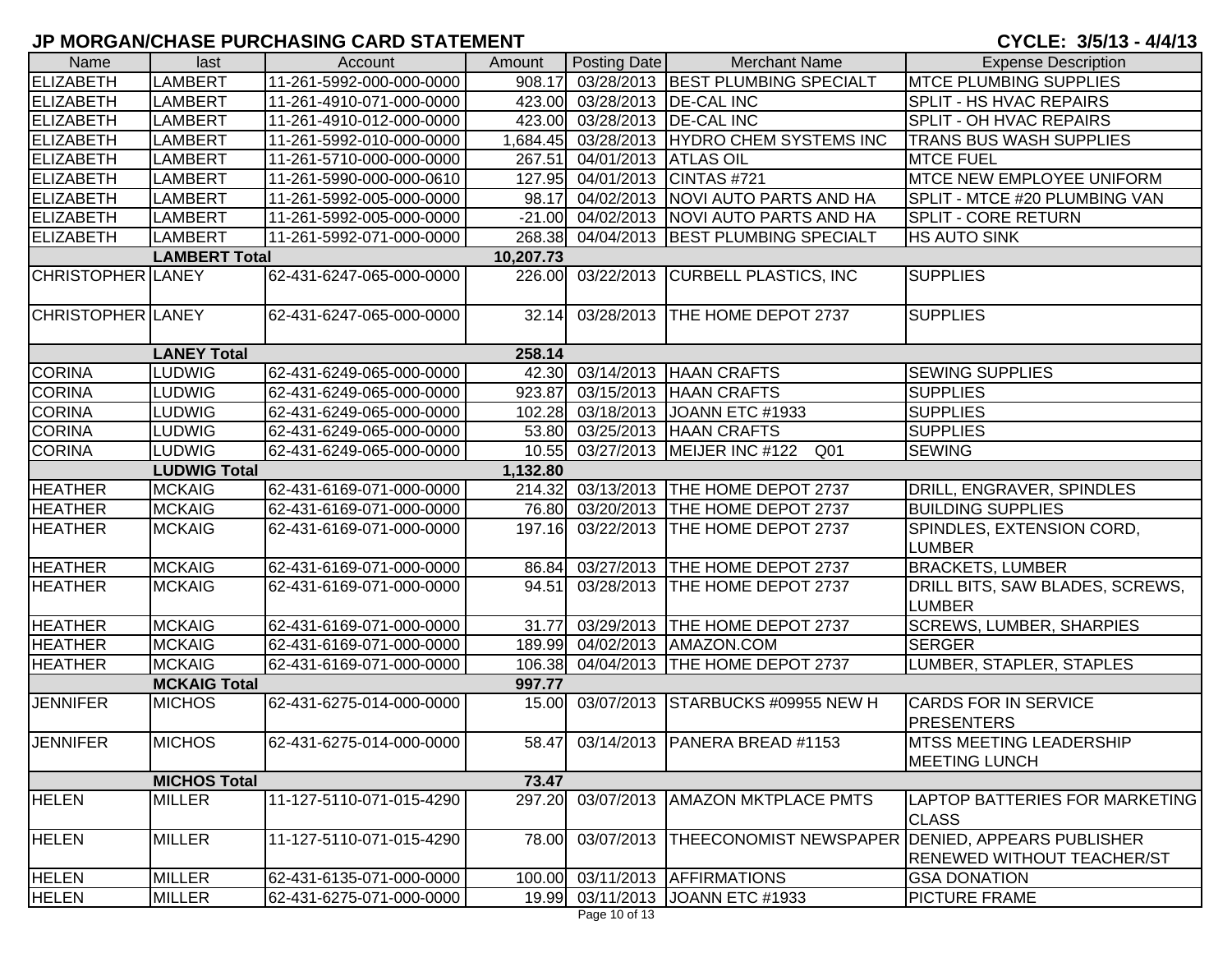# JP MORGAN/CHASE PURCHASING CARD STATEMENT

**CYCLE: 3/5/13 - 4/4/13**

| Name | last | Account | Amount | Posting Date | Merchant Name | Expense Description |
|---|---|---|---|---|---|---|
| ELIZABETH | LAMBERT | 11-261-5992-000-000-0000 | 908.17 | 03/28/2013 | BEST PLUMBING SPECIALT | MTCE PLUMBING SUPPLIES |
| ELIZABETH | LAMBERT | 11-261-4910-071-000-0000 | 423.00 | 03/28/2013 | DE-CAL INC | SPLIT - HS HVAC REPAIRS |
| ELIZABETH | LAMBERT | 11-261-4910-012-000-0000 | 423.00 | 03/28/2013 | DE-CAL INC | SPLIT - OH HVAC REPAIRS |
| ELIZABETH | LAMBERT | 11-261-5992-010-000-0000 | 1,684.45 | 03/28/2013 | HYDRO CHEM SYSTEMS INC | TRANS BUS WASH SUPPLIES |
| ELIZABETH | LAMBERT | 11-261-5710-000-000-0000 | 267.51 | 04/01/2013 | ATLAS OIL | MTCE FUEL |
| ELIZABETH | LAMBERT | 11-261-5990-000-000-0610 | 127.95 | 04/01/2013 | CINTAS #721 | MTCE NEW EMPLOYEE UNIFORM |
| ELIZABETH | LAMBERT | 11-261-5992-005-000-0000 | 98.17 | 04/02/2013 | NOVI AUTO PARTS AND HA | SPLIT - MTCE #20 PLUMBING VAN |
| ELIZABETH | LAMBERT | 11-261-5992-005-000-0000 | -21.00 | 04/02/2013 | NOVI AUTO PARTS AND HA | SPLIT - CORE RETURN |
| ELIZABETH | LAMBERT | 11-261-5992-071-000-0000 | 268.38 | 04/04/2013 | BEST PLUMBING SPECIALT | HS AUTO SINK |
| | **LAMBERT Total** | | **10,207.73** | | | |
| CHRISTOPHER | LANEY | 62-431-6247-065-000-0000 | 226.00 | 03/22/2013 | CURBELL PLASTICS, INC | SUPPLIES |
| CHRISTOPHER | LANEY | 62-431-6247-065-000-0000 | 32.14 | 03/28/2013 | THE HOME DEPOT 2737 | SUPPLIES |
| | **LANEY Total** | | **258.14** | | | |
| CORINA | LUDWIG | 62-431-6249-065-000-0000 | 42.30 | 03/14/2013 | HAAN CRAFTS | SEWING SUPPLIES |
| CORINA | LUDWIG | 62-431-6249-065-000-0000 | 923.87 | 03/15/2013 | HAAN CRAFTS | SUPPLIES |
| CORINA | LUDWIG | 62-431-6249-065-000-0000 | 102.28 | 03/18/2013 | JOANN ETC #1933 | SUPPLIES |
| CORINA | LUDWIG | 62-431-6249-065-000-0000 | 53.80 | 03/25/2013 | HAAN CRAFTS | SUPPLIES |
| CORINA | LUDWIG | 62-431-6249-065-000-0000 | 10.55 | 03/27/2013 | MEIJER INC #122 Q01 | SEWING |
| | **LUDWIG Total** | | **1,132.80** | | | |
| HEATHER | MCKAIG | 62-431-6169-071-000-0000 | 214.32 | 03/13/2013 | THE HOME DEPOT 2737 | DRILL, ENGRAVER, SPINDLES |
| HEATHER | MCKAIG | 62-431-6169-071-000-0000 | 76.80 | 03/20/2013 | THE HOME DEPOT 2737 | BUILDING SUPPLIES |
| HEATHER | MCKAIG | 62-431-6169-071-000-0000 | 197.16 | 03/22/2013 | THE HOME DEPOT 2737 | SPINDLES, EXTENSION CORD, LUMBER |
| HEATHER | MCKAIG | 62-431-6169-071-000-0000 | 86.84 | 03/27/2013 | THE HOME DEPOT 2737 | BRACKETS, LUMBER |
| HEATHER | MCKAIG | 62-431-6169-071-000-0000 | 94.51 | 03/28/2013 | THE HOME DEPOT 2737 | DRILL BITS, SAW BLADES, SCREWS, LUMBER |
| HEATHER | MCKAIG | 62-431-6169-071-000-0000 | 31.77 | 03/29/2013 | THE HOME DEPOT 2737 | SCREWS, LUMBER, SHARPIES |
| HEATHER | MCKAIG | 62-431-6169-071-000-0000 | 189.99 | 04/02/2013 | AMAZON.COM | SERGER |
| HEATHER | MCKAIG | 62-431-6169-071-000-0000 | 106.38 | 04/04/2013 | THE HOME DEPOT 2737 | LUMBER, STAPLER, STAPLES |
| | **MCKAIG Total** | | **997.77** | | | |
| JENNIFER | MICHOS | 62-431-6275-014-000-0000 | 15.00 | 03/07/2013 | STARBUCKS #09955 NEW H | CARDS FOR IN SERVICE PRESENTERS |
| JENNIFER | MICHOS | 62-431-6275-014-000-0000 | 58.47 | 03/14/2013 | PANERA BREAD #1153 | MTSS MEETING LEADERSHIP MEETING LUNCH |
| | **MICHOS Total** | | **73.47** | | | |
| HELEN | MILLER | 11-127-5110-071-015-4290 | 297.20 | 03/07/2013 | AMAZON MKTPLACE PMTS | LAPTOP BATTERIES FOR MARKETING CLASS |
| HELEN | MILLER | 11-127-5110-071-015-4290 | 78.00 | 03/07/2013 | THEECONOMIST NEWSPAPER | DENIED, APPEARS PUBLISHER RENEWED WITHOUT TEACHER/ST |
| HELEN | MILLER | 62-431-6135-071-000-0000 | 100.00 | 03/11/2013 | AFFIRMATIONS | GSA DONATION |
| HELEN | MILLER | 62-431-6275-071-000-0000 | 19.99 | 03/11/2013 | JOANN ETC #1933 | PICTURE FRAME |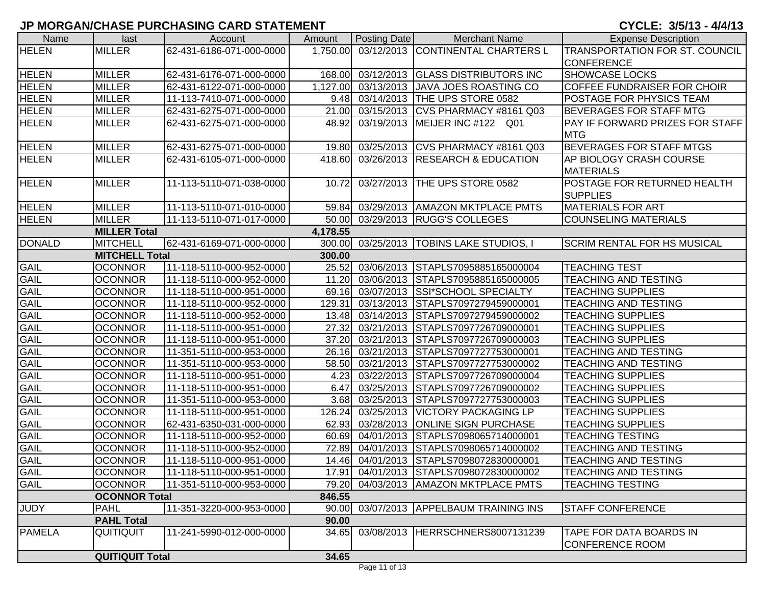# JP MORGAN/CHASE PURCHASING CARD STATEMENT

**CYCLE: 3/5/13 - 4/4/13**

| Name | last | Account | Amount | Posting Date | Merchant Name | Expense Description |
|---|---|---|---|---|---|---|
| HELEN | MILLER | 62-431-6186-071-000-0000 | 1,750.00 | 03/12/2013 | CONTINENTAL CHARTERS L | TRANSPORTATION FOR ST. COUNCIL CONFERENCE |
| HELEN | MILLER | 62-431-6176-071-000-0000 | 168.00 | 03/12/2013 | GLASS DISTRIBUTORS INC | SHOWCASE LOCKS |
| HELEN | MILLER | 62-431-6122-071-000-0000 | 1,127.00 | 03/13/2013 | JAVA JOES ROASTING CO | COFFEE FUNDRAISER FOR CHOIR |
| HELEN | MILLER | 11-113-7410-071-000-0000 | 9.48 | 03/14/2013 | THE UPS STORE 0582 | POSTAGE FOR PHYSICS TEAM |
| HELEN | MILLER | 62-431-6275-071-000-0000 | 21.00 | 03/15/2013 | CVS PHARMACY #8161 Q03 | BEVERAGES FOR STAFF MTG |
| HELEN | MILLER | 62-431-6275-071-000-0000 | 48.92 | 03/19/2013 | MEIJER INC #122 Q01 | PAY IF FORWARD PRIZES FOR STAFF MTG |
| HELEN | MILLER | 62-431-6275-071-000-0000 | 19.80 | 03/25/2013 | CVS PHARMACY #8161 Q03 | BEVERAGES FOR STAFF MTGS |
| HELEN | MILLER | 62-431-6105-071-000-0000 | 418.60 | 03/26/2013 | RESEARCH & EDUCATION | AP BIOLOGY CRASH COURSE MATERIALS |
| HELEN | MILLER | 11-113-5110-071-038-0000 | 10.72 | 03/27/2013 | THE UPS STORE 0582 | POSTAGE FOR RETURNED HEALTH SUPPLIES |
| HELEN | MILLER | 11-113-5110-071-010-0000 | 59.84 | 03/29/2013 | AMAZON MKTPLACE PMTS | MATERIALS FOR ART |
| HELEN | MILLER | 11-113-5110-071-017-0000 | 50.00 | 03/29/2013 | RUGG'S COLLEGES | COUNSELING MATERIALS |
| | **MILLER Total** | | **4,178.55** | | | |
| DONALD | MITCHELL | 62-431-6169-071-000-0000 | 300.00 | 03/25/2013 | TOBINS LAKE STUDIOS, I | SCRIM RENTAL FOR HS MUSICAL |
| | **MITCHELL Total** | | **300.00** | | | |
| GAIL | OCONNOR | 11-118-5110-000-952-0000 | 25.52 | 03/06/2013 | STAPLS7095885165000004 | TEACHING TEST |
| GAIL | OCONNOR | 11-118-5110-000-952-0000 | 11.20 | 03/06/2013 | STAPLS7095885165000005 | TEACHING AND TESTING |
| GAIL | OCONNOR | 11-118-5110-000-951-0000 | 69.16 | 03/07/2013 | SSI*SCHOOL SPECIALTY | TEACHING SUPPLIES |
| GAIL | OCONNOR | 11-118-5110-000-952-0000 | 129.31 | 03/13/2013 | STAPLS7097279459000001 | TEACHING AND TESTING |
| GAIL | OCONNOR | 11-118-5110-000-952-0000 | 13.48 | 03/14/2013 | STAPLS7097279459000002 | TEACHING SUPPLIES |
| GAIL | OCONNOR | 11-118-5110-000-951-0000 | 27.32 | 03/21/2013 | STAPLS7097726709000001 | TEACHING SUPPLIES |
| GAIL | OCONNOR | 11-118-5110-000-951-0000 | 37.20 | 03/21/2013 | STAPLS7097726709000003 | TEACHING SUPPLIES |
| GAIL | OCONNOR | 11-351-5110-000-953-0000 | 26.16 | 03/21/2013 | STAPLS7097727753000001 | TEACHING AND TESTING |
| GAIL | OCONNOR | 11-351-5110-000-953-0000 | 58.50 | 03/21/2013 | STAPLS7097727753000002 | TEACHING AND TESTING |
| GAIL | OCONNOR | 11-118-5110-000-951-0000 | 4.23 | 03/22/2013 | STAPLS7097726709000004 | TEACHING SUPPLIES |
| GAIL | OCONNOR | 11-118-5110-000-951-0000 | 6.47 | 03/25/2013 | STAPLS7097726709000002 | TEACHING SUPPLIES |
| GAIL | OCONNOR | 11-351-5110-000-953-0000 | 3.68 | 03/25/2013 | STAPLS7097727753000003 | TEACHING SUPPLIES |
| GAIL | OCONNOR | 11-118-5110-000-951-0000 | 126.24 | 03/25/2013 | VICTORY PACKAGING LP | TEACHING SUPPLIES |
| GAIL | OCONNOR | 62-431-6350-031-000-0000 | 62.93 | 03/28/2013 | ONLINE SIGN PURCHASE | TEACHING SUPPLIES |
| GAIL | OCONNOR | 11-118-5110-000-952-0000 | 60.69 | 04/01/2013 | STAPLS7098065714000001 | TEACHING TESTING |
| GAIL | OCONNOR | 11-118-5110-000-952-0000 | 72.89 | 04/01/2013 | STAPLS7098065714000002 | TEACHING AND TESTING |
| GAIL | OCONNOR | 11-118-5110-000-951-0000 | 14.46 | 04/01/2013 | STAPLS7098072830000001 | TEACHING AND TESTING |
| GAIL | OCONNOR | 11-118-5110-000-951-0000 | 17.91 | 04/01/2013 | STAPLS7098072830000002 | TEACHING AND TESTING |
| GAIL | OCONNOR | 11-351-5110-000-953-0000 | 79.20 | 04/03/2013 | AMAZON MKTPLACE PMTS | TEACHING TESTING |
| | **OCONNOR Total** | | **846.55** | | | |
| JUDY | PAHL | 11-351-3220-000-953-0000 | 90.00 | 03/07/2013 | APPELBAUM TRAINING INS | STAFF CONFERENCE |
| | **PAHL Total** | | **90.00** | | | |
| PAMELA | QUITIQUIT | 11-241-5990-012-000-0000 | 34.65 | 03/08/2013 | HERRSCHNERS8007131239 | TAPE FOR DATA BOARDS IN CONFERENCE ROOM |
| | **QUITIQUIT Total** | | **34.65** | | | |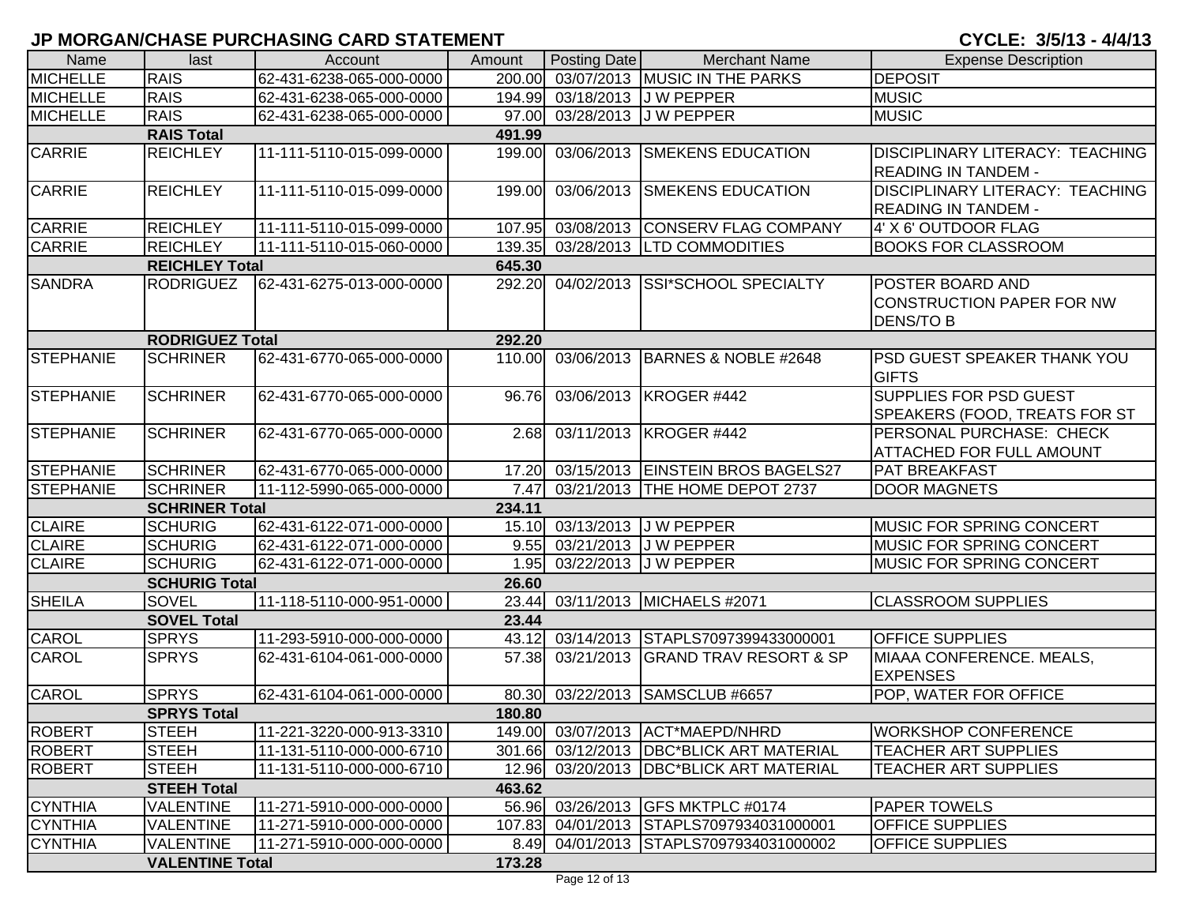## JP MORGAN/CHASE PURCHASING CARD STATEMENT

**CYCLE: 3/5/13 - 4/4/13**

| Name | last | Account | Amount | Posting Date | Merchant Name | Expense Description |
|---|---|---|---|---|---|---|
| MICHELLE | RAIS | 62-431-6238-065-000-0000 | 200.00 | 03/07/2013 | MUSIC IN THE PARKS | DEPOSIT |
| MICHELLE | RAIS | 62-431-6238-065-000-0000 | 194.99 | 03/18/2013 | J W PEPPER | MUSIC |
| MICHELLE | RAIS | 62-431-6238-065-000-0000 | 97.00 | 03/28/2013 | J W PEPPER | MUSIC |
| | **RAIS Total** | | **491.99** | | | |
| CARRIE | REICHLEY | 11-111-5110-015-099-0000 | 199.00 | 03/06/2013 | SMEKENS EDUCATION | DISCIPLINARY LITERACY: TEACHING READING IN TANDEM - |
| CARRIE | REICHLEY | 11-111-5110-015-099-0000 | 199.00 | 03/06/2013 | SMEKENS EDUCATION | DISCIPLINARY LITERACY: TEACHING READING IN TANDEM - |
| CARRIE | REICHLEY | 11-111-5110-015-099-0000 | 107.95 | 03/08/2013 | CONSERV FLAG COMPANY | 4' X 6' OUTDOOR FLAG |
| CARRIE | REICHLEY | 11-111-5110-015-060-0000 | 139.35 | 03/28/2013 | LTD COMMODITIES | BOOKS FOR CLASSROOM |
| | **REICHLEY Total** | | **645.30** | | | |
| SANDRA | RODRIGUEZ | 62-431-6275-013-000-0000 | 292.20 | 04/02/2013 | SSI*SCHOOL SPECIALTY | POSTER BOARD AND CONSTRUCTION PAPER FOR NW DENS/TO B |
| | **RODRIGUEZ Total** | | **292.20** | | | |
| STEPHANIE | SCHRINER | 62-431-6770-065-000-0000 | 110.00 | 03/06/2013 | BARNES & NOBLE #2648 | PSD GUEST SPEAKER THANK YOU GIFTS |
| STEPHANIE | SCHRINER | 62-431-6770-065-000-0000 | 96.76 | 03/06/2013 | KROGER #442 | SUPPLIES FOR PSD GUEST SPEAKERS (FOOD, TREATS FOR ST |
| STEPHANIE | SCHRINER | 62-431-6770-065-000-0000 | 2.68 | 03/11/2013 | KROGER #442 | PERSONAL PURCHASE: CHECK ATTACHED FOR FULL AMOUNT |
| STEPHANIE | SCHRINER | 62-431-6770-065-000-0000 | 17.20 | 03/15/2013 | EINSTEIN BROS BAGELS27 | PAT BREAKFAST |
| STEPHANIE | SCHRINER | 11-112-5990-065-000-0000 | 7.47 | 03/21/2013 | THE HOME DEPOT 2737 | DOOR MAGNETS |
| | **SCHRINER Total** | | **234.11** | | | |
| CLAIRE | SCHURIG | 62-431-6122-071-000-0000 | 15.10 | 03/13/2013 | J W PEPPER | MUSIC FOR SPRING CONCERT |
| CLAIRE | SCHURIG | 62-431-6122-071-000-0000 | 9.55 | 03/21/2013 | J W PEPPER | MUSIC FOR SPRING CONCERT |
| CLAIRE | SCHURIG | 62-431-6122-071-000-0000 | 1.95 | 03/22/2013 | J W PEPPER | MUSIC FOR SPRING CONCERT |
| | **SCHURIG Total** | | **26.60** | | | |
| SHEILA | SOVEL | 11-118-5110-000-951-0000 | 23.44 | 03/11/2013 | MICHAELS #2071 | CLASSROOM SUPPLIES |
| | **SOVEL Total** | | **23.44** | | | |
| CAROL | SPRYS | 11-293-5910-000-000-0000 | 43.12 | 03/14/2013 | STAPLS7097399433000001 | OFFICE SUPPLIES |
| CAROL | SPRYS | 62-431-6104-061-000-0000 | 57.38 | 03/21/2013 | GRAND TRAV RESORT & SP | MIAAA CONFERENCE. MEALS, EXPENSES |
| CAROL | SPRYS | 62-431-6104-061-000-0000 | 80.30 | 03/22/2013 | SAMSCLUB #6657 | POP, WATER FOR OFFICE |
| | **SPRYS Total** | | **180.80** | | | |
| ROBERT | STEEH | 11-221-3220-000-913-3310 | 149.00 | 03/07/2013 | ACT*MAEPD/NHRD | WORKSHOP CONFERENCE |
| ROBERT | STEEH | 11-131-5110-000-000-6710 | 301.66 | 03/12/2013 | DBC*BLICK ART MATERIAL | TEACHER ART SUPPLIES |
| ROBERT | STEEH | 11-131-5110-000-000-6710 | 12.96 | 03/20/2013 | DBC*BLICK ART MATERIAL | TEACHER ART SUPPLIES |
| | **STEEH Total** | | **463.62** | | | |
| CYNTHIA | VALENTINE | 11-271-5910-000-000-0000 | 56.96 | 03/26/2013 | GFS MKTPLC #0174 | PAPER TOWELS |
| CYNTHIA | VALENTINE | 11-271-5910-000-000-0000 | 107.83 | 04/01/2013 | STAPLS7097934031000001 | OFFICE SUPPLIES |
| CYNTHIA | VALENTINE | 11-271-5910-000-000-0000 | 8.49 | 04/01/2013 | STAPLS7097934031000002 | OFFICE SUPPLIES |
| | **VALENTINE Total** | | **173.28** | | | |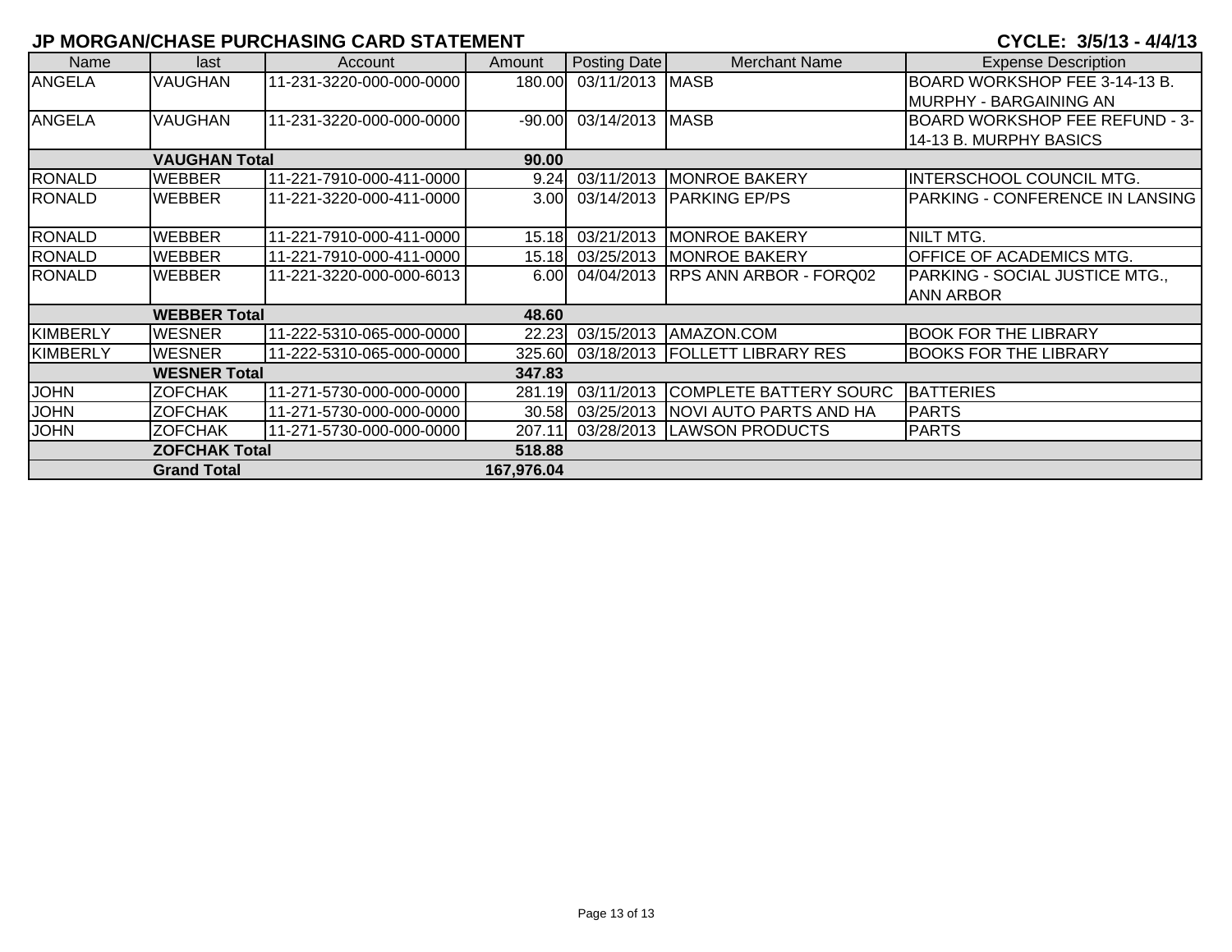## JP MORGAN/CHASE PURCHASING CARD STATEMENT

**CYCLE: 3/5/13 - 4/4/13**

| Name | last | Account | Amount | Posting Date | Merchant Name | Expense Description |
|---|---|---|---|---|---|---|
| ANGELA | VAUGHAN | 11-231-3220-000-000-0000 | 180.00 | 03/11/2013 | MASB | BOARD WORKSHOP FEE 3-14-13 B. MURPHY - BARGAINING AN |
| ANGELA | VAUGHAN | 11-231-3220-000-000-0000 | -90.00 | 03/14/2013 | MASB | BOARD WORKSHOP FEE REFUND - 3-14-13 B. MURPHY BASICS |
| | **VAUGHAN Total** | | **90.00** | | | |
| RONALD | WEBBER | 11-221-7910-000-411-0000 | 9.24 | 03/11/2013 | MONROE BAKERY | INTERSCHOOL COUNCIL MTG. |
| RONALD | WEBBER | 11-221-3220-000-411-0000 | 3.00 | 03/14/2013 | PARKING EP/PS | PARKING - CONFERENCE IN LANSING |
| RONALD | WEBBER | 11-221-7910-000-411-0000 | 15.18 | 03/21/2013 | MONROE BAKERY | NILT MTG. |
| RONALD | WEBBER | 11-221-7910-000-411-0000 | 15.18 | 03/25/2013 | MONROE BAKERY | OFFICE OF ACADEMICS MTG. |
| RONALD | WEBBER | 11-221-3220-000-000-6013 | 6.00 | 04/04/2013 | RPS ANN ARBOR - FORQ02 | PARKING - SOCIAL JUSTICE MTG., ANN ARBOR |
| | **WEBBER Total** | | **48.60** | | | |
| KIMBERLY | WESNER | 11-222-5310-065-000-0000 | 22.23 | 03/15/2013 | AMAZON.COM | BOOK FOR THE LIBRARY |
| KIMBERLY | WESNER | 11-222-5310-065-000-0000 | 325.60 | 03/18/2013 | FOLLETT LIBRARY RES | BOOKS FOR THE LIBRARY |
| | **WESNER Total** | | **347.83** | | | |
| JOHN | ZOFCHAK | 11-271-5730-000-000-0000 | 281.19 | 03/11/2013 | COMPLETE BATTERY SOURC | BATTERIES |
| JOHN | ZOFCHAK | 11-271-5730-000-000-0000 | 30.58 | 03/25/2013 | NOVI AUTO PARTS AND HA | PARTS |
| JOHN | ZOFCHAK | 11-271-5730-000-000-0000 | 207.11 | 03/28/2013 | LAWSON PRODUCTS | PARTS |
| | **ZOFCHAK Total** | | **518.88** | | | |
| | **Grand Total** | | **167,976.04** | | | |